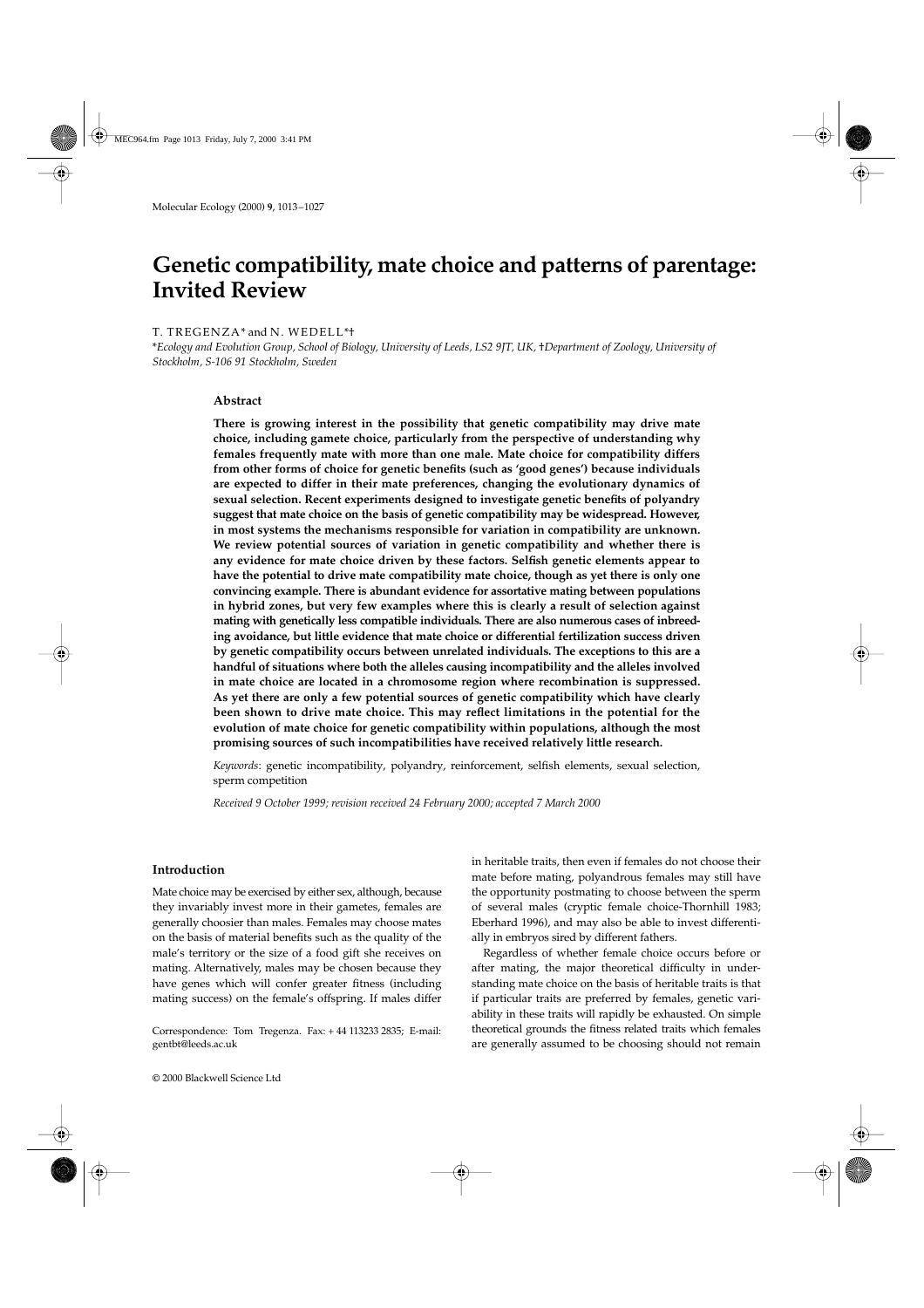# Genetic compatibility, mate choice and patterns of parentage: Invited Review

T. TREGENZA* and N. WEDELL*†

*Ecology and Evolution Group, School of Biology, University of Leeds, LS2 9JT, UK, †Department of Zoology, University of Stockholm, S-106 91 Stockholm, Sweden

## Abstract

**There is growing interest in the possibility that genetic compatibility may drive mate choice, including gamete choice, particularly from the perspective of understanding why females frequently mate with more than one male. Mate choice for compatibility differs from other forms of choice for genetic benefits (such as 'good genes') because individuals are expected to differ in their mate preferences, changing the evolutionary dynamics of sexual selection. Recent experiments designed to investigate genetic benefits of polyandry suggest that mate choice on the basis of genetic compatibility may be widespread. However, in most systems the mechanisms responsible for variation in compatibility are unknown. We review potential sources of variation in genetic compatibility and whether there is any evidence for mate choice driven by these factors. Selfish genetic elements appear to have the potential to drive mate compatibility mate choice, though as yet there is only one convincing example. There is abundant evidence for assortative mating between populations in hybrid zones, but very few examples where this is clearly a result of selection against mating with genetically less compatible individuals. There are also numerous cases of inbreeding avoidance, but little evidence that mate choice or differential fertilization success driven by genetic compatibility occurs between unrelated individuals. The exceptions to this are a handful of situations where both the alleles causing incompatibility and the alleles involved in mate choice are located in a chromosome region where recombination is suppressed. As yet there are only a few potential sources of genetic compatibility which have clearly been shown to drive mate choice. This may reflect limitations in the potential for the evolution of mate choice for genetic compatibility within populations, although the most promising sources of such incompatibilities have received relatively little research.**

*Keywords*: genetic incompatibility, polyandry, reinforcement, selfish elements, sexual selection, sperm competition

*Received 9 October 1999; revision received 24 February 2000; accepted 7 March 2000*

## Introduction

Mate choice may be exercised by either sex, although, because they invariably invest more in their gametes, females are generally choosier than males. Females may choose mates on the basis of material benefits such as the quality of the male's territory or the size of a food gift she receives on mating. Alternatively, males may be chosen because they have genes which will confer greater fitness (including mating success) on the female's offspring. If males differ in heritable traits, then even if females do not choose their mate before mating, polyandrous females may still have the opportunity postmating to choose between the sperm of several males (cryptic female choice-Thornhill 1983; Eberhard 1996), and may also be able to invest differentially in embryos sired by different fathers.

Regardless of whether female choice occurs before or after mating, the major theoretical difficulty in understanding mate choice on the basis of heritable traits is that if particular traits are preferred by females, genetic variability in these traits will rapidly be exhausted. On simple theoretical grounds the fitness related traits which females are generally assumed to be choosing should not remain

Correspondence: Tom Tregenza. Fax: + 44 113233 2835; E-mail: gentbt@leeds.ac.uk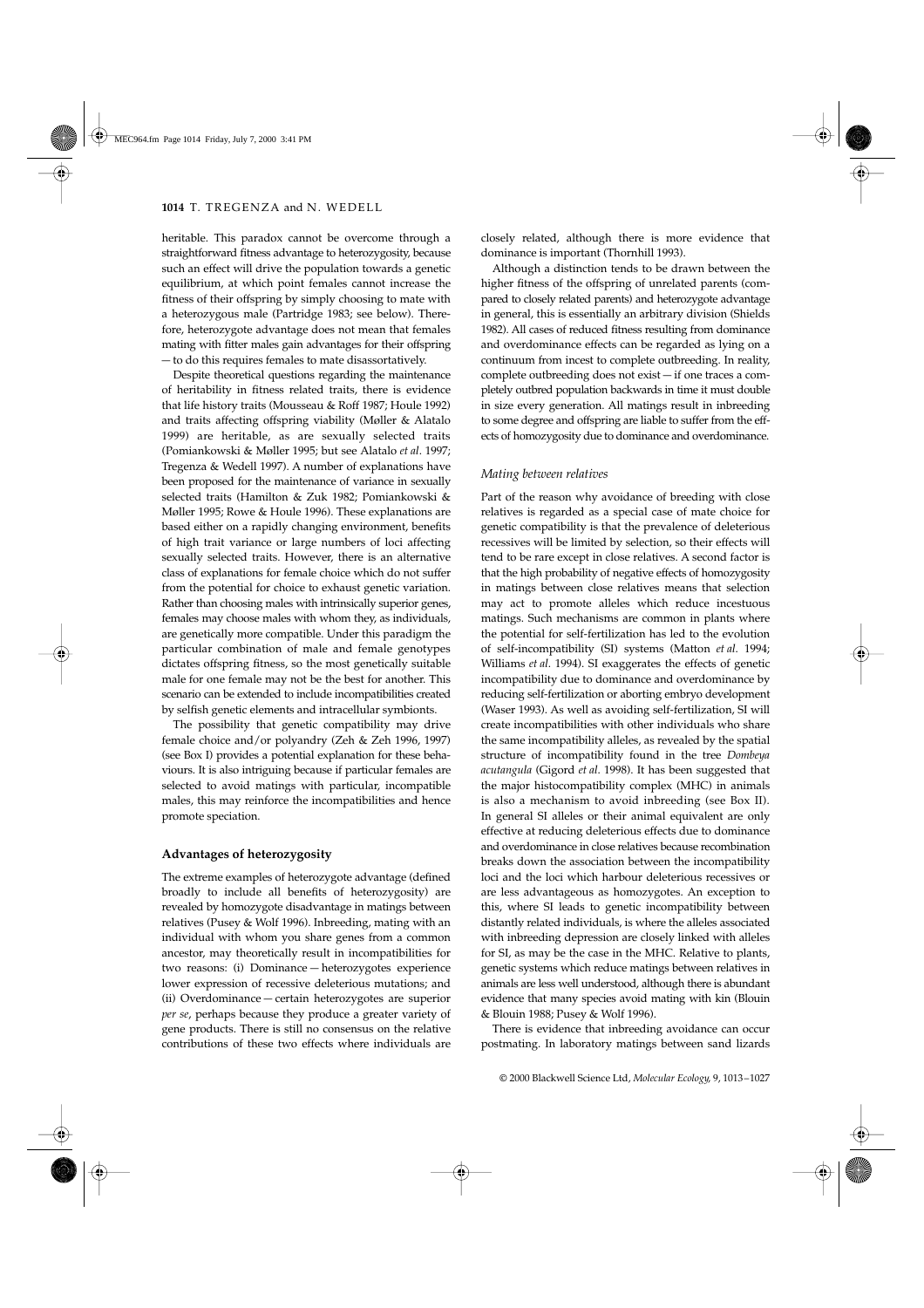heritable. This paradox cannot be overcome through a straightforward fitness advantage to heterozygosity, because such an effect will drive the population towards a genetic equilibrium, at which point females cannot increase the fitness of their offspring by simply choosing to mate with a heterozygous male (Partridge 1983; see below). Therefore, heterozygote advantage does not mean that females mating with fitter males gain advantages for their offspring — to do this requires females to mate disassortatively.

Despite theoretical questions regarding the maintenance of heritability in fitness related traits, there is evidence that life history traits (Mousseau & Roff 1987; Houle 1992) and traits affecting offspring viability (Møller & Alatalo 1999) are heritable, as are sexually selected traits (Pomiankowski & Møller 1995; but see Alatalo *et al*. 1997; Tregenza & Wedell 1997). A number of explanations have been proposed for the maintenance of variance in sexually selected traits (Hamilton & Zuk 1982; Pomiankowski & Møller 1995; Rowe & Houle 1996). These explanations are based either on a rapidly changing environment, benefits of high trait variance or large numbers of loci affecting sexually selected traits. However, there is an alternative class of explanations for female choice which do not suffer from the potential for choice to exhaust genetic variation. Rather than choosing males with intrinsically superior genes, females may choose males with whom they, as individuals, are genetically more compatible. Under this paradigm the particular combination of male and female genotypes dictates offspring fitness, so the most genetically suitable male for one female may not be the best for another. This scenario can be extended to include incompatibilities created by selfish genetic elements and intracellular symbionts.

The possibility that genetic compatibility may drive female choice and/or polyandry (Zeh & Zeh 1996, 1997) (see Box I) provides a potential explanation for these behaviours. It is also intriguing because if particular females are selected to avoid matings with particular, incompatible males, this may reinforce the incompatibilities and hence promote speciation.

## Advantages of heterozygosity

The extreme examples of heterozygote advantage (defined broadly to include all benefits of heterozygosity) are revealed by homozygote disadvantage in matings between relatives (Pusey & Wolf 1996). Inbreeding, mating with an individual with whom you share genes from a common ancestor, may theoretically result in incompatibilities for two reasons: (i) Dominance — heterozygotes experience lower expression of recessive deleterious mutations; and (ii) Overdominance — certain heterozygotes are superior *per se*, perhaps because they produce a greater variety of gene products. There is still no consensus on the relative contributions of these two effects where individuals are closely related, although there is more evidence that dominance is important (Thornhill 1993).

Although a distinction tends to be drawn between the higher fitness of the offspring of unrelated parents (compared to closely related parents) and heterozygote advantage in general, this is essentially an arbitrary division (Shields 1982). All cases of reduced fitness resulting from dominance and overdominance effects can be regarded as lying on a continuum from incest to complete outbreeding. In reality, complete outbreeding does not exist — if one traces a completely outbred population backwards in time it must double in size every generation. All matings result in inbreeding to some degree and offspring are liable to suffer from the effects of homozygosity due to dominance and overdominance.

### Mating between relatives

Part of the reason why avoidance of breeding with close relatives is regarded as a special case of mate choice for genetic compatibility is that the prevalence of deleterious recessives will be limited by selection, so their effects will tend to be rare except in close relatives. A second factor is that the high probability of negative effects of homozygosity in matings between close relatives means that selection may act to promote alleles which reduce incestuous matings. Such mechanisms are common in plants where the potential for self-fertilization has led to the evolution of self-incompatibility (SI) systems (Matton *et al*. 1994; Williams *et al*. 1994). SI exaggerates the effects of genetic incompatibility due to dominance and overdominance by reducing self-fertilization or aborting embryo development (Waser 1993). As well as avoiding self-fertilization, SI will create incompatibilities with other individuals who share the same incompatibility alleles, as revealed by the spatial structure of incompatibility found in the tree *Dombeya acutangula* (Gigord *et al*. 1998). It has been suggested that the major histocompatibility complex (MHC) in animals is also a mechanism to avoid inbreeding (see Box II). In general SI alleles or their animal equivalent are only effective at reducing deleterious effects due to dominance and overdominance in close relatives because recombination breaks down the association between the incompatibility loci and the loci which harbour deleterious recessives or are less advantageous as homozygotes. An exception to this, where SI leads to genetic incompatibility between distantly related individuals, is where the alleles associated with inbreeding depression are closely linked with alleles for SI, as may be the case in the MHC. Relative to plants, genetic systems which reduce matings between relatives in animals are less well understood, although there is abundant evidence that many species avoid mating with kin (Blouin & Blouin 1988; Pusey & Wolf 1996).

There is evidence that inbreeding avoidance can occur postmating. In laboratory matings between sand lizards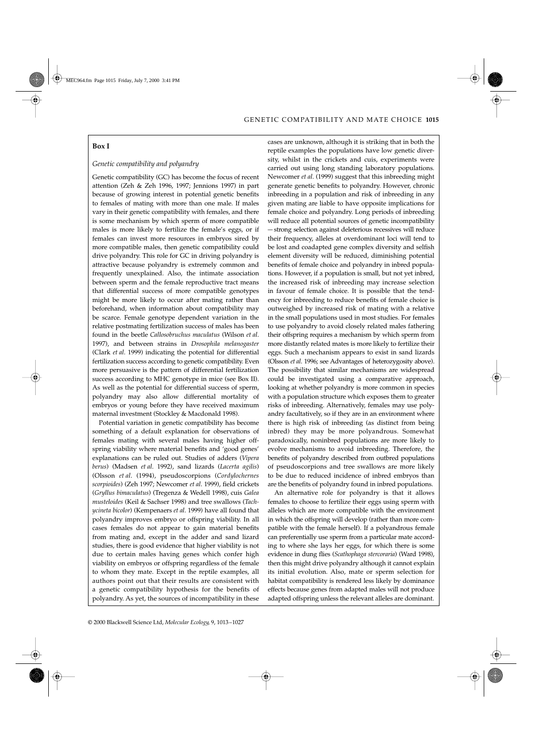## Box I

### *Genetic compatibility and polyandry*

Genetic compatibility (GC) has become the focus of recent attention (Zeh & Zeh 1996, 1997; Jennions 1997) in part because of growing interest in potential genetic benefits to females of mating with more than one male. If males vary in their genetic compatibility with females, and there is some mechanism by which sperm of more compatible males is more likely to fertilize the female's eggs, or if females can invest more resources in embryos sired by more compatible males, then genetic compatibility could drive polyandry. This role for GC in driving polyandry is attractive because polyandry is extremely common and frequently unexplained. Also, the intimate association between sperm and the female reproductive tract means that differential success of more compatible genotypes might be more likely to occur after mating rather than beforehand, when information about compatibility may be scarce. Female genotype dependent variation in the relative postmating fertilization success of males has been found in the beetle *Callosobruchus maculatus* (Wilson *et al.* 1997), and between strains in *Drosophila melanogaster* (Clark *et al.* 1999) indicating the potential for differential fertilization success according to genetic compatibility. Even more persuasive is the pattern of differential fertilization success according to MHC genotype in mice (see Box II). As well as the potential for differential success of sperm, polyandry may also allow differential mortality of embryos or young before they have received maximum maternal investment (Stockley & Macdonald 1998).

Potential variation in genetic compatibility has become something of a default explanation for observations of females mating with several males having higher offspring viability where material benefits and 'good genes' explanations can be ruled out. Studies of adders (*Vipera berus*) (Madsen *et al.* 1992), sand lizards (*Lacerta agilis*) (Olsson *et al.* (1994), pseudoscorpions (*Cordylochernes scorpioides*) (Zeh 1997; Newcomer *et al.* 1999), field crickets (*Gryllus bimaculatus*) (Tregenza & Wedell 1998), cuis *Galea musteloides* (Keil & Sachser 1998) and tree swallows (*Tachycineta bicolor*) (Kempenaers *et al.* 1999) have all found that polyandry improves embryo or offspring viability. In all cases females do not appear to gain material benefits from mating and, except in the adder and sand lizard studies, there is good evidence that higher viability is not due to certain males having genes which confer high viability on embryos or offspring regardless of the female to whom they mate. Except in the reptile examples, all authors point out that their results are consistent with a genetic compatibility hypothesis for the benefits of polyandry. As yet, the sources of incompatibility in these cases are unknown, although it is striking that in both the reptile examples the populations have low genetic diversity, whilst in the crickets and cuis, experiments were carried out using long standing laboratory populations. Newcomer *et al.* (1999) suggest that this inbreeding might generate genetic benefits to polyandry. However, chronic inbreeding in a population and risk of inbreeding in any given mating are liable to have opposite implications for female choice and polyandry. Long periods of inbreeding will reduce all potential sources of genetic incompatibility — strong selection against deleterious recessives will reduce their frequency, alleles at overdominant loci will tend to be lost and coadapted gene complex diversity and selfish element diversity will be reduced, diminishing potential benefits of female choice and polyandry in inbred populations. However, if a population is small, but not yet inbred, the increased risk of inbreeding may increase selection in favour of female choice. It is possible that the tendency for inbreeding to reduce benefits of female choice is outweighed by increased risk of mating with a relative in the small populations used in most studies. For females to use polyandry to avoid closely related males fathering their offspring requires a mechanism by which sperm from more distantly related mates is more likely to fertilize their eggs. Such a mechanism appears to exist in sand lizards (Olsson *et al.* 1996; see Advantages of heterozygosity above). The possibility that similar mechanisms are widespread could be investigated using a comparative approach, looking at whether polyandry is more common in species with a population structure which exposes them to greater risks of inbreeding. Alternatively, females may use polyandry facultatively, so if they are in an environment where there is high risk of inbreeding (as distinct from being inbred) they may be more polyandrous. Somewhat paradoxically, noninbred populations are more likely to evolve mechanisms to avoid inbreeding. Therefore, the benefits of polyandry described from outbred populations of pseudoscorpions and tree swallows are more likely to be due to reduced incidence of inbred embryos than are the benefits of polyandry found in inbred populations.

An alternative role for polyandry is that it allows females to choose to fertilize their eggs using sperm with alleles which are more compatible with the environment in which the offspring will develop (rather than more compatible with the female herself). If a polyandrous female can preferentially use sperm from a particular mate according to where she lays her eggs, for which there is some evidence in dung flies (*Scathophaga stercoraria*) (Ward 1998), then this might drive polyandry although it cannot explain its initial evolution. Also, mate or sperm selection for habitat compatibility is rendered less likely by dominance effects because genes from adapted males will not produce adapted offspring unless the relevant alleles are dominant.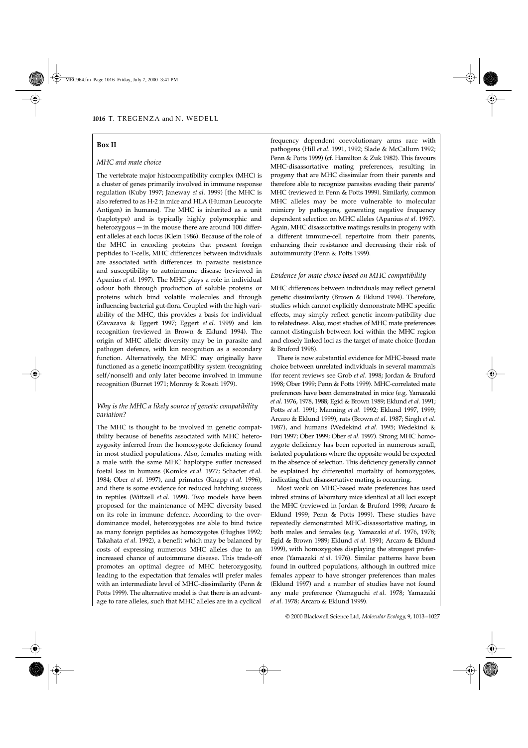## Box II

### *MHC and mate choice*

The vertebrate major histocompatibility complex (MHC) is a cluster of genes primarily involved in immune response regulation (Kuby 1997; Janeway *et al.* 1999) [the MHC is also referred to as H-2 in mice and HLA (Human Leucocyte Antigen) in humans]. The MHC is inherited as a unit (haplotype) and is typically highly polymorphic and heterozygous — in the mouse there are around 100 different alleles at each locus (Klein 1986). Because of the role of the MHC in encoding proteins that present foreign peptides to T-cells, MHC differences between individuals are associated with differences in parasite resistance and susceptibility to autoimmune disease (reviewed in Apanius *et al.* 1997). The MHC plays a role in individual odour both through production of soluble proteins or proteins which bind volatile molecules and through influencing bacterial gut-flora. Coupled with the high variability of the MHC, this provides a basis for individual (Zavazava & Eggert 1997; Eggert *et al.* 1999) and kin recognition (reviewed in Brown & Eklund 1994). The origin of MHC allelic diversity may be in parasite and pathogen defence, with kin recognition as a secondary function. Alternatively, the MHC may originally have functioned as a genetic incompatibility system (recognizing self/nonself) and only later become involved in immune recognition (Burnet 1971; Monroy & Rosati 1979).

### *Why is the MHC a likely source of genetic compatibility variation?*

The MHC is thought to be involved in genetic compatibility because of benefits associated with MHC heterozygosity inferred from the homozygote deficiency found in most studied populations. Also, females mating with a male with the same MHC haplotype suffer increased foetal loss in humans (Komlos *et al.* 1977; Schacter *et al.* 1984; Ober *et al.* 1997), and primates (Knapp *et al.* 1996), and there is some evidence for reduced hatching success in reptiles (Wittzell *et al.* 1999). Two models have been proposed for the maintenance of MHC diversity based on its role in immune defence. According to the overdominance model, heterozygotes are able to bind twice as many foreign peptides as homozygotes (Hughes 1992; Takahata *et al.* 1992), a benefit which may be balanced by costs of expressing numerous MHC alleles due to an increased chance of autoimmune disease. This trade-off promotes an optimal degree of MHC heterozygosity, leading to the expectation that females will prefer males with an intermediate level of MHC-dissimilarity (Penn & Potts 1999). The alternative model is that there is an advantage to rare alleles, such that MHC alleles are in a cyclical frequency dependent coevolutionary arms race with pathogens (Hill *et al.* 1991, 1992; Slade & McCallum 1992; Penn & Potts 1999) (cf. Hamilton & Zuk 1982). This favours MHC-disassortative mating preferences, resulting in progeny that are MHC dissimilar from their parents and therefore able to recognize parasites evading their parents' MHC (reviewed in Penn & Potts 1999). Similarly, common MHC alleles may be more vulnerable to molecular mimicry by pathogens, generating negative frequency dependent selection on MHC alleles (Apanius *et al.* 1997). Again, MHC disassortative matings results in progeny with a different immune-cell repertoire from their parents, enhancing their resistance and decreasing their risk of autoimmunity (Penn & Potts 1999).

### *Evidence for mate choice based on MHC compatibility*

MHC differences between individuals may reflect general genetic dissimilarity (Brown & Eklund 1994). Therefore, studies which cannot explicitly demonstrate MHC specific effects, may simply reflect genetic incom-patibility due to relatedness. Also, most studies of MHC mate preferences cannot distinguish between loci within the MHC region and closely linked loci as the target of mate choice (Jordan & Bruford 1998).

There is now substantial evidence for MHC-based mate choice between unrelated individuals in several mammals (for recent reviews see Grob *et al.* 1998; Jordan & Bruford 1998; Ober 1999; Penn & Potts 1999). MHC-correlated mate preferences have been demonstrated in mice (e.g. Yamazaki *et al.* 1976, 1978, 1988; Egid & Brown 1989; Eklund *et al.* 1991; Potts *et al.* 1991; Manning *et al.* 1992; Eklund 1997, 1999; Arcaro & Eklund 1999), rats (Brown *et al.* 1987; Singh *et al.* 1987), and humans (Wedekind *et al.* 1995; Wedekind & Füri 1997; Ober 1999; Ober *et al.* 1997). Strong MHC homozygote deficiency has been reported in numerous small, isolated populations where the opposite would be expected in the absence of selection. This deficiency generally cannot be explained by differential mortality of homozygotes, indicating that disassortative mating is occurring.

Most work on MHC-based mate preferences has used inbred strains of laboratory mice identical at all loci except the MHC (reviewed in Jordan & Bruford 1998; Arcaro & Eklund 1999; Penn & Potts 1999). These studies have repeatedly demonstrated MHC-disassortative mating, in both males and females (e.g. Yamazaki *et al.* 1976, 1978; Egid & Brown 1989; Eklund *et al.* 1991; Arcaro & Eklund 1999), with homozygotes displaying the strongest preference (Yamazaki *et al.* 1976). Similar patterns have been found in outbred populations, although in outbred mice females appear to have stronger preferences than males (Eklund 1997) and a number of studies have not found any male preference (Yamaguchi *et al.* 1978; Yamazaki *et al.* 1978; Arcaro & Eklund 1999).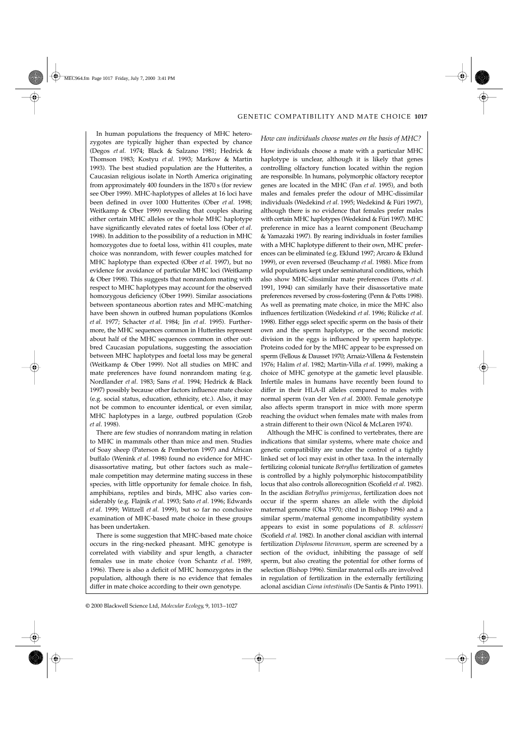In human populations the frequency of MHC heterozygotes are typically higher than expected by chance (Degos *et al*. 1974; Black & Salzano 1981; Hedrick & Thomson 1983; Kostyu *et al*. 1993; Markow & Martin 1993). The best studied population are the Hutterites, a Caucasian religious isolate in North America originating from approximately 400 founders in the 1870 s (for review see Ober 1999). MHC-haplotypes of alleles at 16 loci have been defined in over 1000 Hutterites (Ober *et al*. 1998; Weitkamp & Ober 1999) revealing that couples sharing either certain MHC alleles or the whole MHC haplotype have significantly elevated rates of foetal loss (Ober *et al*. 1998). In addition to the possibility of a reduction in MHC homozygotes due to foetal loss, within 411 couples, mate choice was nonrandom, with fewer couples matched for MHC haplotype than expected (Ober *et al*. 1997), but no evidence for avoidance of particular MHC loci (Weitkamp & Ober 1998). This suggests that nonrandom mating with respect to MHC haplotypes may account for the observed homozygous deficiency (Ober 1999). Similar associations between spontaneous abortion rates and MHC-matching have been shown in outbred human populations (Komlos *et al*. 1977; Schacter *et al*. 1984; Jin *et al*. 1995). Furthermore, the MHC sequences common in Hutterites represent about half of the MHC sequences common in other outbred Caucasian populations, suggesting the association between MHC haplotypes and foetal loss may be general (Weitkamp & Ober 1999). Not all studies on MHC and mate preferences have found nonrandom mating (e.g. Nordlander *et al*. 1983; Sans *et al*. 1994; Hedrick & Black 1997) possibly because other factors influence mate choice (e.g. social status, education, ethnicity, etc.). Also, it may not be common to encounter identical, or even similar, MHC haplotypes in a large, outbred population (Grob *et al*. 1998).

There are few studies of nonrandom mating in relation to MHC in mammals other than mice and men. Studies of Soay sheep (Paterson & Pemberton 1997) and African buffalo (Wenink *et al*. 1998) found no evidence for MHC-disassortative mating, but other factors such as male–male competition may determine mating success in these species, with little opportunity for female choice. In fish, amphibians, reptiles and birds, MHC also varies considerably (e.g. Flajnik *et al*. 1993; Sato *et al*. 1996; Edwards *et al*. 1999; Wittzell *et al*. 1999), but so far no conclusive examination of MHC-based mate choice in these groups has been undertaken.

There is some suggestion that MHC-based mate choice occurs in the ring-necked pheasant. MHC genotype is correlated with viability and spur length, a character females use in mate choice (von Schantz *et al*. 1989, 1996). There is also a deficit of MHC homozygotes in the population, although there is no evidence that females differ in mate choice according to their own genotype.

### *How can individuals choose mates on the basis of MHC?*

How individuals choose a mate with a particular MHC haplotype is unclear, although it is likely that genes controlling olfactory function located within the region are responsible. In humans, polymorphic olfactory receptor genes are located in the MHC (Fan *et al*. 1995), and both males and females prefer the odour of MHC-dissimilar individuals (Wedekind *et al*. 1995; Wedekind & Füri 1997), although there is no evidence that females prefer males with certain MHC haplotypes (Wedekind & Füri 1997). MHC preference in mice has a learnt component (Beuchamp & Yamazaki 1997). By rearing individuals in foster families with a MHC haplotype different to their own, MHC preferences can be eliminated (e.g. Eklund 1997; Arcaro & Eklund 1999), or even reversed (Beuchamp *et al*. 1988). Mice from wild populations kept under seminatural conditions, which also show MHC-dissimilar mate preferences (Potts *et al*. 1991, 1994) can similarly have their disassortative mate preferences reversed by cross-fostering (Penn & Potts 1998). As well as premating mate choice, in mice the MHC also influences fertilization (Wedekind *et al*. 1996; Rülicke *et al*. 1998). Either eggs select specific sperm on the basis of their own and the sperm haplotype, or the second meiotic division in the eggs is influenced by sperm haplotype. Proteins coded for by the MHC appear to be expressed on sperm (Fellous & Dausset 1970; Arnaiz-Villena & Festenstein 1976; Halim *et al*. 1982; Martin-Villa *et al*. 1999), making a choice of MHC genotype at the gametic level plausible. Infertile males in humans have recently been found to differ in their HLA-II alleles compared to males with normal sperm (van der Ven *et al*. 2000). Female genotype also affects sperm transport in mice with more sperm reaching the oviduct when females mate with males from a strain different to their own (Nicol & McLaren 1974).

Although the MHC is confined to vertebrates, there are indications that similar systems, where mate choice and genetic compatibility are under the control of a tightly linked set of loci may exist in other taxa. In the internally fertilizing colonial tunicate *Botryllus* fertilization of gametes is controlled by a highly polymorphic histocompatibility locus that also controls allorecognition (Scofield *et al*. 1982). In the ascidian *Botryllus primigenus*, fertilization does not occur if the sperm shares an allele with the diploid maternal genome (Oka 1970; cited in Bishop 1996) and a similar sperm/maternal genome incompatibility system appears to exist in some populations of *B. schlosseri* (Scofield *et al*. 1982). In another clonal ascidian with internal fertilization *Diplosoma literanum*, sperm are screened by a section of the oviduct, inhibiting the passage of self sperm, but also creating the potential for other forms of selection (Bishop 1996). Similar maternal cells are involved in regulation of fertilization in the externally fertilizing aclonal ascidian *Ciona intestinalis* (De Santis & Pinto 1991).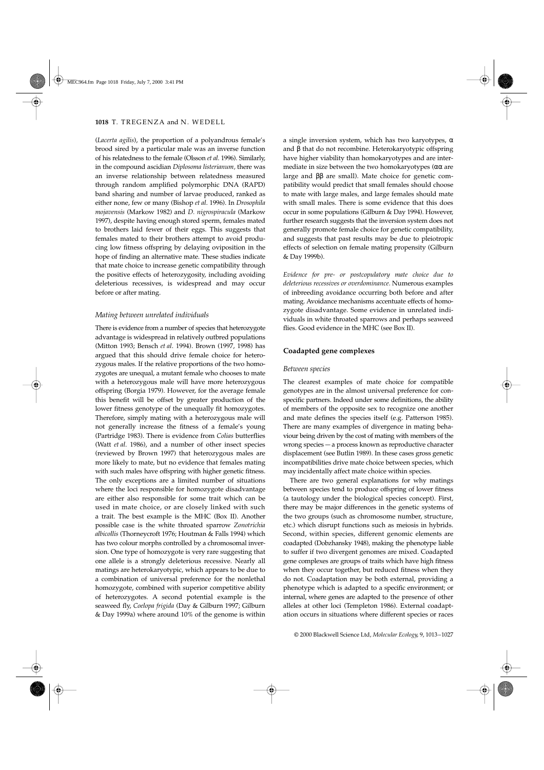(*Lacerta agilis*), the proportion of a polyandrous female's brood sired by a particular male was an inverse function of his relatedness to the female (Olsson *et al*. 1996). Similarly, in the compound ascidian *Diplosoma listerianum*, there was an inverse relationship between relatedness measured through random amplified polymorphic DNA (RAPD) band sharing and number of larvae produced, ranked as either none, few or many (Bishop *et al*. 1996). In *Drosophila mojavensis* (Markow 1982) and *D. nigrospiracula* (Markow 1997), despite having enough stored sperm, females mated to brothers laid fewer of their eggs. This suggests that females mated to their brothers attempt to avoid producing low fitness offspring by delaying oviposition in the hope of finding an alternative mate. These studies indicate that mate choice to increase genetic compatibility through the positive effects of heterozygosity, including avoiding deleterious recessives, is widespread and may occur before or after mating.

### *Mating between unrelated individuals*

There is evidence from a number of species that heterozygote advantage is widespread in relatively outbred populations (Mitton 1993; Bensch *et al*. 1994). Brown (1997, 1998) has argued that this should drive female choice for heterozygous males. If the relative proportions of the two homozygotes are unequal, a mutant female who chooses to mate with a heterozygous male will have more heterozygous offspring (Borgia 1979). However, for the average female this benefit will be offset by greater production of the lower fitness genotype of the unequally fit homozygotes. Therefore, simply mating with a heterozygous male will not generally increase the fitness of a female's young (Partridge 1983). There is evidence from *Colias* butterflies (Watt *et al*. 1986), and a number of other insect species (reviewed by Brown 1997) that heterozygous males are more likely to mate, but no evidence that females mating with such males have offspring with higher genetic fitness. The only exceptions are a limited number of situations where the loci responsible for homozygote disadvantage are either also responsible for some trait which can be used in mate choice, or are closely linked with such a trait. The best example is the MHC (Box II). Another possible case is the white throated sparrow *Zonotrichia albicollis* (Thorneycroft 1976; Houtman & Falls 1994) which has two colour morphs controlled by a chromosomal inversion. One type of homozygote is very rare suggesting that one allele is a strongly deleterious recessive. Nearly all matings are heterokaryotypic, which appears to be due to a combination of universal preference for the nonlethal homozygote, combined with superior competitive ability of heterozygotes. A second potential example is the seaweed fly, *Coelopa frigida* (Day & Gilburn 1997; Gilburn & Day 1999a) where around 10% of the genome is within a single inversion system, which has two karyotypes, $\alpha$ and $\beta$ that do not recombine. Heterokaryotypic offspring have higher viability than homokaryotypes and are intermediate in size between the two homokaryotypes ($\alpha\alpha$ are large and $\beta\beta$ are small). Mate choice for genetic compatibility would predict that small females should choose to mate with large males, and large females should mate with small males. There is some evidence that this does occur in some populations (Gilburn & Day 1994). However, further research suggests that the inversion system does not generally promote female choice for genetic compatibility, and suggests that past results may be due to pleiotropic effects of selection on female mating propensity (Gilburn & Day 1999b).

*Evidence for pre- or postcopulatory mate choice due to deleterious recessives or overdominance.* Numerous examples of inbreeding avoidance occurring both before and after mating. Avoidance mechanisms accentuate effects of homozygote disadvantage. Some evidence in unrelated individuals in white throated sparrows and perhaps seaweed flies. Good evidence in the MHC (see Box II).

## Coadapted gene complexes

### *Between species*

The clearest examples of mate choice for compatible genotypes are in the almost universal preference for conspecific partners. Indeed under some definitions, the ability of members of the opposite sex to recognize one another and mate defines the species itself (e.g. Patterson 1985). There are many examples of divergence in mating behaviour being driven by the cost of mating with members of the wrong species — a process known as reproductive character displacement (see Butlin 1989). In these cases gross genetic incompatibilities drive mate choice between species, which may incidentally affect mate choice within species.

There are two general explanations for why matings between species tend to produce offspring of lower fitness (a tautology under the biological species concept). First, there may be major differences in the genetic systems of the two groups (such as chromosome number, structure, etc.) which disrupt functions such as meiosis in hybrids. Second, within species, different genomic elements are coadapted (Dobzhansky 1948), making the phenotype liable to suffer if two divergent genomes are mixed. Coadapted gene complexes are groups of traits which have high fitness when they occur together, but reduced fitness when they do not. Coadaptation may be both external, providing a phenotype which is adapted to a specific environment; or internal, where genes are adapted to the presence of other alleles at other loci (Templeton 1986). External coadaptation occurs in situations where different species or races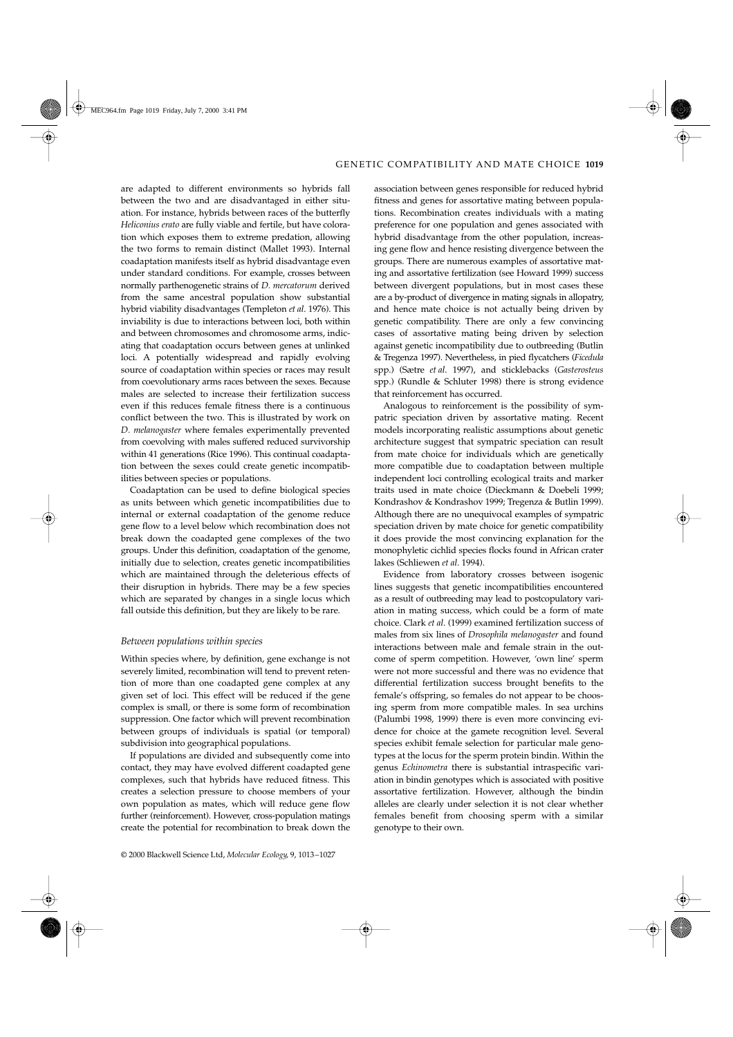are adapted to different environments so hybrids fall between the two and are disadvantaged in either situation. For instance, hybrids between races of the butterfly *Heliconius erato* are fully viable and fertile, but have coloration which exposes them to extreme predation, allowing the two forms to remain distinct (Mallet 1993). Internal coadaptation manifests itself as hybrid disadvantage even under standard conditions. For example, crosses between normally parthenogenetic strains of *D. mercatorum* derived from the same ancestral population show substantial hybrid viability disadvantages (Templeton *et al*. 1976). This inviability is due to interactions between loci, both within and between chromosomes and chromosome arms, indicating that coadaptation occurs between genes at unlinked loci. A potentially widespread and rapidly evolving source of coadaptation within species or races may result from coevolutionary arms races between the sexes. Because males are selected to increase their fertilization success even if this reduces female fitness there is a continuous conflict between the two. This is illustrated by work on *D. melanogaster* where females experimentally prevented from coevolving with males suffered reduced survivorship within 41 generations (Rice 1996). This continual coadaptation between the sexes could create genetic incompatibilities between species or populations.

Coadaptation can be used to define biological species as units between which genetic incompatibilities due to internal or external coadaptation of the genome reduce gene flow to a level below which recombination does not break down the coadapted gene complexes of the two groups. Under this definition, coadaptation of the genome, initially due to selection, creates genetic incompatibilities which are maintained through the deleterious effects of their disruption in hybrids. There may be a few species which are separated by changes in a single locus which fall outside this definition, but they are likely to be rare.

### *Between populations within species*

Within species where, by definition, gene exchange is not severely limited, recombination will tend to prevent retention of more than one coadapted gene complex at any given set of loci. This effect will be reduced if the gene complex is small, or there is some form of recombination suppression. One factor which will prevent recombination between groups of individuals is spatial (or temporal) subdivision into geographical populations.

If populations are divided and subsequently come into contact, they may have evolved different coadapted gene complexes, such that hybrids have reduced fitness. This creates a selection pressure to choose members of your own population as mates, which will reduce gene flow further (reinforcement). However, cross-population matings create the potential for recombination to break down the association between genes responsible for reduced hybrid fitness and genes for assortative mating between populations. Recombination creates individuals with a mating preference for one population and genes associated with hybrid disadvantage from the other population, increasing gene flow and hence resisting divergence between the groups. There are numerous examples of assortative mating and assortative fertilization (see Howard 1999) success between divergent populations, but in most cases these are a by-product of divergence in mating signals in allopatry, and hence mate choice is not actually being driven by genetic compatibility. There are only a few convincing cases of assortative mating being driven by selection against genetic incompatibility due to outbreeding (Butlin & Tregenza 1997). Nevertheless, in pied flycatchers (*Ficedula* spp.) (Sætre *et al*. 1997), and sticklebacks (*Gasterosteus* spp.) (Rundle & Schluter 1998) there is strong evidence that reinforcement has occurred.

Analogous to reinforcement is the possibility of sympatric speciation driven by assortative mating. Recent models incorporating realistic assumptions about genetic architecture suggest that sympatric speciation can result from mate choice for individuals which are genetically more compatible due to coadaptation between multiple independent loci controlling ecological traits and marker traits used in mate choice (Dieckmann & Doebeli 1999; Kondrashov & Kondrashov 1999; Tregenza & Butlin 1999). Although there are no unequivocal examples of sympatric speciation driven by mate choice for genetic compatibility it does provide the most convincing explanation for the monophyletic cichlid species flocks found in African crater lakes (Schliewen *et al*. 1994).

Evidence from laboratory crosses between isogenic lines suggests that genetic incompatibilities encountered as a result of outbreeding may lead to postcopulatory variation in mating success, which could be a form of mate choice. Clark *et al*. (1999) examined fertilization success of males from six lines of *Drosophila melanogaster* and found interactions between male and female strain in the outcome of sperm competition. However, 'own line' sperm were not more successful and there was no evidence that differential fertilization success brought benefits to the female's offspring, so females do not appear to be choosing sperm from more compatible males. In sea urchins (Palumbi 1998, 1999) there is even more convincing evidence for choice at the gamete recognition level. Several species exhibit female selection for particular male genotypes at the locus for the sperm protein bindin. Within the genus *Echinometra* there is substantial intraspecific variation in bindin genotypes which is associated with positive assortative fertilization. However, although the bindin alleles are clearly under selection it is not clear whether females benefit from choosing sperm with a similar genotype to their own.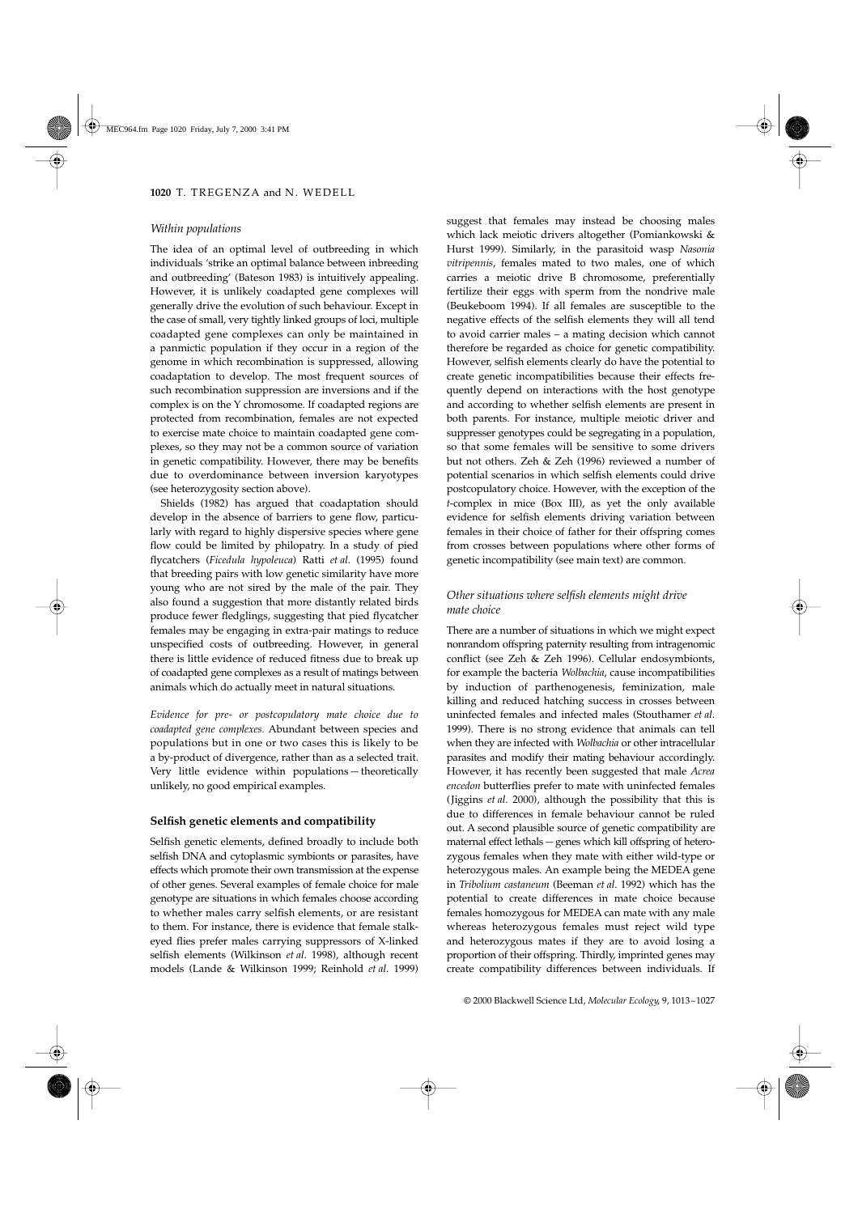*Within populations*

The idea of an optimal level of outbreeding in which individuals 'strike an optimal balance between inbreeding and outbreeding' (Bateson 1983) is intuitively appealing. However, it is unlikely coadapted gene complexes will generally drive the evolution of such behaviour. Except in the case of small, very tightly linked groups of loci, multiple coadapted gene complexes can only be maintained in a panmictic population if they occur in a region of the genome in which recombination is suppressed, allowing coadaptation to develop. The most frequent sources of such recombination suppression are inversions and if the complex is on the Y chromosome. If coadapted regions are protected from recombination, females are not expected to exercise mate choice to maintain coadapted gene complexes, so they may not be a common source of variation in genetic compatibility. However, there may be benefits due to overdominance between inversion karyotypes (see heterozygosity section above).

Shields (1982) has argued that coadaptation should develop in the absence of barriers to gene flow, particularly with regard to highly dispersive species where gene flow could be limited by philopatry. In a study of pied flycatchers (*Ficedula hypoleuca*) Ratti *et al.* (1995) found that breeding pairs with low genetic similarity have more young who are not sired by the male of the pair. They also found a suggestion that more distantly related birds produce fewer fledglings, suggesting that pied flycatcher females may be engaging in extra-pair matings to reduce unspecified costs of outbreeding. However, in general there is little evidence of reduced fitness due to break up of coadapted gene complexes as a result of matings between animals which do actually meet in natural situations.

*Evidence for pre- or postcopulatory mate choice due to coadapted gene complexes.* Abundant between species and populations but in one or two cases this is likely to be a by-product of divergence, rather than as a selected trait. Very little evidence within populations — theoretically unlikely, no good empirical examples.

### Selfish genetic elements and compatibility

Selfish genetic elements, defined broadly to include both selfish DNA and cytoplasmic symbionts or parasites, have effects which promote their own transmission at the expense of other genes. Several examples of female choice for male genotype are situations in which females choose according to whether males carry selfish elements, or are resistant to them. For instance, there is evidence that female stalk-eyed flies prefer males carrying suppressors of X-linked selfish elements (Wilkinson *et al.* 1998), although recent models (Lande & Wilkinson 1999; Reinhold *et al.* 1999) suggest that females may instead be choosing males which lack meiotic drivers altogether (Pomiankowski & Hurst 1999). Similarly, in the parasitoid wasp *Nasonia vitripennis*, females mated to two males, one of which carries a meiotic drive B chromosome, preferentially fertilize their eggs with sperm from the nondrive male (Beukeboom 1994). If all females are susceptible to the negative effects of the selfish elements they will all tend to avoid carrier males – a mating decision which cannot therefore be regarded as choice for genetic compatibility. However, selfish elements clearly do have the potential to create genetic incompatibilities because their effects frequently depend on interactions with the host genotype and according to whether selfish elements are present in both parents. For instance, multiple meiotic driver and suppresser genotypes could be segregating in a population, so that some females will be sensitive to some drivers but not others. Zeh & Zeh (1996) reviewed a number of potential scenarios in which selfish elements could drive postcopulatory choice. However, with the exception of the *t*-complex in mice (Box III), as yet the only available evidence for selfish elements driving variation between females in their choice of father for their offspring comes from crosses between populations where other forms of genetic incompatibility (see main text) are common.

*Other situations where selfish elements might drive mate choice*

There are a number of situations in which we might expect nonrandom offspring paternity resulting from intragenomic conflict (see Zeh & Zeh 1996). Cellular endosymbionts, for example the bacteria *Wolbachia*, cause incompatibilities by induction of parthenogenesis, feminization, male killing and reduced hatching success in crosses between uninfected females and infected males (Stouthamer *et al.* 1999). There is no strong evidence that animals can tell when they are infected with *Wolbachia* or other intracellular parasites and modify their mating behaviour accordingly. However, it has recently been suggested that male *Acrea encedon* butterflies prefer to mate with uninfected females (Jiggins *et al.* 2000), although the possibility that this is due to differences in female behaviour cannot be ruled out. A second plausible source of genetic compatibility are maternal effect lethals — genes which kill offspring of heterozygous females when they mate with either wild-type or heterozygous males. An example being the MEDEA gene in *Tribolium castaneum* (Beeman *et al.* 1992) which has the potential to create differences in mate choice because females homozygous for MEDEA can mate with any male whereas heterozygous females must reject wild type and heterozygous mates if they are to avoid losing a proportion of their offspring. Thirdly, imprinted genes may create compatibility differences between individuals. If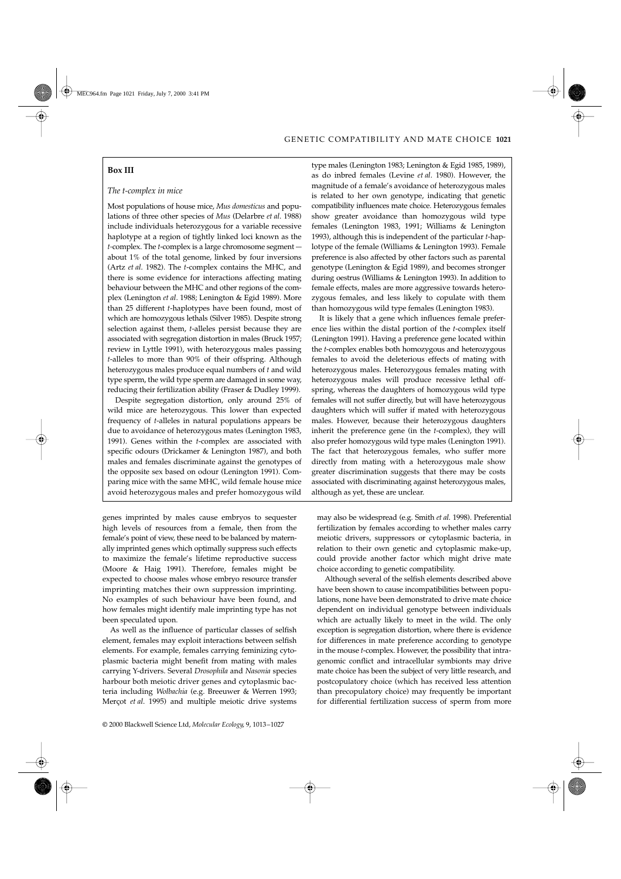### Box III

*The t-complex in mice*

Most populations of house mice, *Mus domesticus* and populations of three other species of *Mus* (Delarbre *et al*. 1988) include individuals heterozygous for a variable recessive haplotype at a region of tightly linked loci known as the *t*-complex. The *t*-complex is a large chromosome segment — about 1% of the total genome, linked by four inversions (Artz *et al*. 1982). The *t*-complex contains the MHC, and there is some evidence for interactions affecting mating behaviour between the MHC and other regions of the complex (Lenington *et al*. 1988; Lenington & Egid 1989). More than 25 different *t*-haplotypes have been found, most of which are homozygous lethals (Silver 1985). Despite strong selection against them, *t*-alleles persist because they are associated with segregation distortion in males (Bruck 1957; review in Lyttle 1991), with heterozygous males passing *t*-alleles to more than 90% of their offspring. Although heterozygous males produce equal numbers of *t* and wild type sperm, the wild type sperm are damaged in some way, reducing their fertilization ability (Fraser & Dudley 1999).

Despite segregation distortion, only around 25% of wild mice are heterozygous. This lower than expected frequency of *t*-alleles in natural populations appears be due to avoidance of heterozygous mates (Lenington 1983, 1991). Genes within the *t*-complex are associated with specific odours (Drickamer & Lenington 1987), and both males and females discriminate against the genotypes of the opposite sex based on odour (Lenington 1991). Comparing mice with the same MHC, wild female house mice avoid heterozygous males and prefer homozygous wild type males (Lenington 1983; Lenington & Egid 1985, 1989), as do inbred females (Levine *et al*. 1980). However, the magnitude of a female's avoidance of heterozygous males is related to her own genotype, indicating that genetic compatibility influences mate choice. Heterozygous females show greater avoidance than homozygous wild type females (Lenington 1983, 1991; Williams & Lenington 1993), although this is independent of the particular *t*-haplotype of the female (Williams & Lenington 1993). Female preference is also affected by other factors such as parental genotype (Lenington & Egid 1989), and becomes stronger during oestrus (Williams & Lenington 1993). In addition to female effects, males are more aggressive towards heterozygous females, and less likely to copulate with them than homozygous wild type females (Lenington 1983).

It is likely that a gene which influences female preference lies within the distal portion of the *t*-complex itself (Lenington 1991). Having a preference gene located within the *t*-complex enables both homozygous and heterozygous females to avoid the deleterious effects of mating with heterozygous males. Heterozygous females mating with heterozygous males will produce recessive lethal offspring, whereas the daughters of homozygous wild type females will not suffer directly, but will have heterozygous daughters which will suffer if mated with heterozygous males. However, because their heterozygous daughters inherit the preference gene (in the *t*-complex), they will also prefer homozygous wild type males (Lenington 1991). The fact that heterozygous females, who suffer more directly from mating with a heterozygous male show greater discrimination suggests that there may be costs associated with discriminating against heterozygous males, although as yet, these are unclear.

---

genes imprinted by males cause embryos to sequester high levels of resources from a female, then from the female's point of view, these need to be balanced by maternally imprinted genes which optimally suppress such effects to maximize the female's lifetime reproductive success (Moore & Haig 1991). Therefore, females might be expected to choose males whose embryo resource transfer imprinting matches their own suppression imprinting. No examples of such behaviour have been found, and how females might identify male imprinting type has not been speculated upon.

As well as the influence of particular classes of selfish element, females may exploit interactions between selfish elements. For example, females carrying feminizing cytoplasmic bacteria might benefit from mating with males carrying Y-drivers. Several *Drosophila* and *Nasonia* species harbour both meiotic driver genes and cytoplasmic bacteria including *Wolbachia* (e.g. Breeuwer & Werren 1993; Merçot *et al*. 1995) and multiple meiotic drive systems may also be widespread (e.g. Smith *et al*. 1998). Preferential fertilization by females according to whether males carry meiotic drivers, suppressors or cytoplasmic bacteria, in relation to their own genetic and cytoplasmic make-up, could provide another factor which might drive mate choice according to genetic compatibility.

Although several of the selfish elements described above have been shown to cause incompatibilities between populations, none have been demonstrated to drive mate choice dependent on individual genotype between individuals which are actually likely to meet in the wild. The only exception is segregation distortion, where there is evidence for differences in mate preference according to genotype in the mouse *t*-complex. However, the possibility that intragenomic conflict and intracellular symbionts may drive mate choice has been the subject of very little research, and postcopulatory choice (which has received less attention than precopulatory choice) may frequently be important for differential fertilization success of sperm from more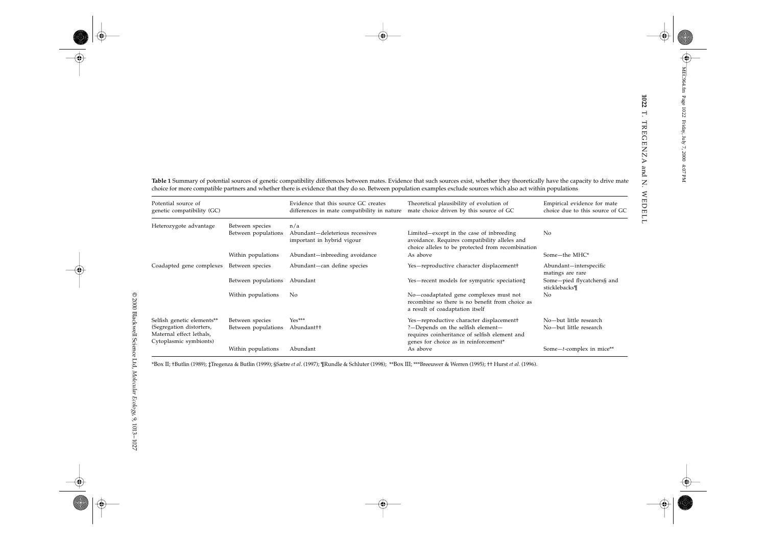**Table 1** Summary of potential sources of genetic compatibility differences between mates. Evidence that such sources exist, whether they theoretically have the capacity to drive mate choice for more compatible partners and whether there is evidence that they do so. Between population examples exclude sources which also act within populations

| Potential source of genetic compatibility (GC) | | Evidence that this source GC creates differences in mate compatibility in nature | Theoretical plausibility of evolution of mate choice driven by this source of GC | Empirical evidence for mate choice due to this source of GC |
|---|---|---|---|---|
| Heterozygote advantage | Between species | n/a | | |
| | Between populations | Abundant—deleterious recessives important in hybrid vigour | Limited—except in the case of inbreeding avoidance. Requires compatibility alleles and choice alleles to be protected from recombination | No |
| | Within populations | Abundant—inbreeding avoidance | As above | Some—the MHC* |
| Coadapted gene complexes | Between species | Abundant—can define species | Yes—reproductive character displacement† | Abundant—interspecific matings are rare |
| | Between populations | Abundant | Yes—recent models for sympatric speciation‡ | Some—pied flycatchers§ and sticklebacks¶ |
| | Within populations | No | No—coadaptated gene complexes must not recombine so there is no benefit from choice as a result of coadaptation itself | No |
| Selfish genetic elements** (Segregation distorters, Maternal effect lethals, Cytoplasmic symbionts) | Between species | Yes*** | Yes—reproductive character displacement† | No—but little research |
| | Between populations | Abundant†† | ?—Depends on the selfish element—requires coinheritance of selfish element and genes for choice as in reinforcement* | No—but little research |
| | Within populations | Abundant | As above | Some—*t*-complex in mice** |

*Box II; †Butlin (1989); ‡Tregenza & Butlin (1999); §Sætre *et al*. (1997); ¶Rundle & Schluter (1998); **Box III; ***Breeuwer & Werren (1995); †† Hurst *et al*. (1996).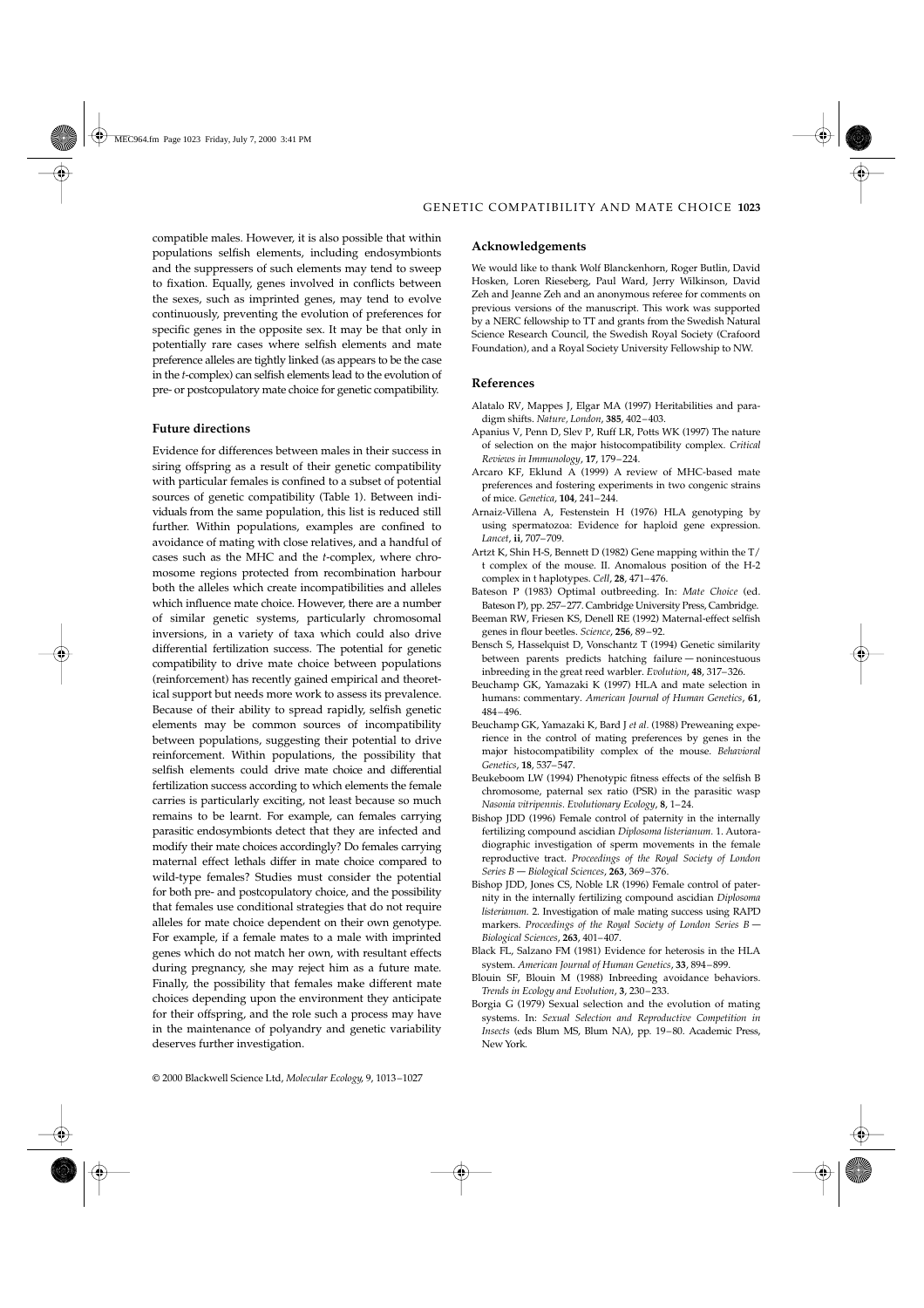compatible males. However, it is also possible that within populations selfish elements, including endosymbionts and the suppressers of such elements may tend to sweep to fixation. Equally, genes involved in conflicts between the sexes, such as imprinted genes, may tend to evolve continuously, preventing the evolution of preferences for specific genes in the opposite sex. It may be that only in potentially rare cases where selfish elements and mate preference alleles are tightly linked (as appears to be the case in the *t*-complex) can selfish elements lead to the evolution of pre- or postcopulatory mate choice for genetic compatibility.

### Future directions

Evidence for differences between males in their success in siring offspring as a result of their genetic compatibility with particular females is confined to a subset of potential sources of genetic compatibility (Table 1). Between individuals from the same population, this list is reduced still further. Within populations, examples are confined to avoidance of mating with close relatives, and a handful of cases such as the MHC and the *t*-complex, where chromosome regions protected from recombination harbour both the alleles which create incompatibilities and alleles which influence mate choice. However, there are a number of similar genetic systems, particularly chromosomal inversions, in a variety of taxa which could also drive differential fertilization success. The potential for genetic compatibility to drive mate choice between populations (reinforcement) has recently gained empirical and theoretical support but needs more work to assess its prevalence. Because of their ability to spread rapidly, selfish genetic elements may be common sources of incompatibility between populations, suggesting their potential to drive reinforcement. Within populations, the possibility that selfish elements could drive mate choice and differential fertilization success according to which elements the female carries is particularly exciting, not least because so much remains to be learnt. For example, can females carrying parasitic endosymbionts detect that they are infected and modify their mate choices accordingly? Do females carrying maternal effect lethals differ in mate choice compared to wild-type females? Studies must consider the potential for both pre- and postcopulatory choice, and the possibility that females use conditional strategies that do not require alleles for mate choice dependent on their own genotype. For example, if a female mates to a male with imprinted genes which do not match her own, with resultant effects during pregnancy, she may reject him as a future mate. Finally, the possibility that females make different mate choices depending upon the environment they anticipate for their offspring, and the role such a process may have in the maintenance of polyandry and genetic variability deserves further investigation.

### Acknowledgements

We would like to thank Wolf Blanckenhorn, Roger Butlin, David Hosken, Loren Rieseberg, Paul Ward, Jerry Wilkinson, David Zeh and Jeanne Zeh and an anonymous referee for comments on previous versions of the manuscript. This work was supported by a NERC fellowship to TT and grants from the Swedish Natural Science Research Council, the Swedish Royal Society (Crafoord Foundation), and a Royal Society University Fellowship to NW.

### References

Alatalo RV, Mappes J, Elgar MA (1997) Heritabilities and paradigm shifts. *Nature, London*, **385**, 402–403.

Apanius V, Penn D, Slev P, Ruff LR, Potts WK (1997) The nature of selection on the major histocompatibility complex. *Critical Reviews in Immunology*, **17**, 179–224.

Arcaro KF, Eklund A (1999) A review of MHC-based mate preferences and fostering experiments in two congenic strains of mice. *Genetica*, **104**, 241–244.

Arnaiz-Villena A, Festenstein H (1976) HLA genotyping by using spermatozoa: Evidence for haploid gene expression. *Lancet*, **ii**, 707–709.

Artzt K, Shin H-S, Bennett D (1982) Gene mapping within the T/t complex of the mouse. II. Anomalous position of the H-2 complex in t haplotypes. *Cell*, **28**, 471–476.

Bateson P (1983) Optimal outbreeding. In: *Mate Choice* (ed. Bateson P), pp. 257–277. Cambridge University Press, Cambridge.

Beeman RW, Friesen KS, Denell RE (1992) Maternal-effect selfish genes in flour beetles. *Science*, **256**, 89–92.

Bensch S, Hasselquist D, Vonschantz T (1994) Genetic similarity between parents predicts hatching failure — nonincestuous inbreeding in the great reed warbler. *Evolution*, **48**, 317–326.

Beuchamp GK, Yamazaki K (1997) HLA and mate selection in humans: commentary. *American Journal of Human Genetics*, **61**, 484–496.

Beuchamp GK, Yamazaki K, Bard J *et al.* (1988) Preweaning experience in the control of mating preferences by genes in the major histocompatibility complex of the mouse. *Behavioral Genetics*, **18**, 537–547.

Beukeboom LW (1994) Phenotypic fitness effects of the selfish B chromosome, paternal sex ratio (PSR) in the parasitic wasp *Nasonia vitripennis*. *Evolutionary Ecology*, **8**, 1–24.

Bishop JDD (1996) Female control of paternity in the internally fertilizing compound ascidian *Diplosoma listerianum*. 1. Autoradiographic investigation of sperm movements in the female reproductive tract. *Proceedings of the Royal Society of London Series B — Biological Sciences*, **263**, 369–376.

Bishop JDD, Jones CS, Noble LR (1996) Female control of paternity in the internally fertilizing compound ascidian *Diplosoma listerianum*. 2. Investigation of male mating success using RAPD markers. *Proceedings of the Royal Society of London Series B — Biological Sciences*, **263**, 401–407.

Black FL, Salzano FM (1981) Evidence for heterosis in the HLA system. *American Journal of Human Genetics*, **33**, 894–899.

Blouin SF, Blouin M (1988) Inbreeding avoidance behaviors. *Trends in Ecology and Evolution*, **3**, 230–233.

Borgia G (1979) Sexual selection and the evolution of mating systems. In: *Sexual Selection and Reproductive Competition in Insects* (eds Blum MS, Blum NA), pp. 19–80. Academic Press, New York.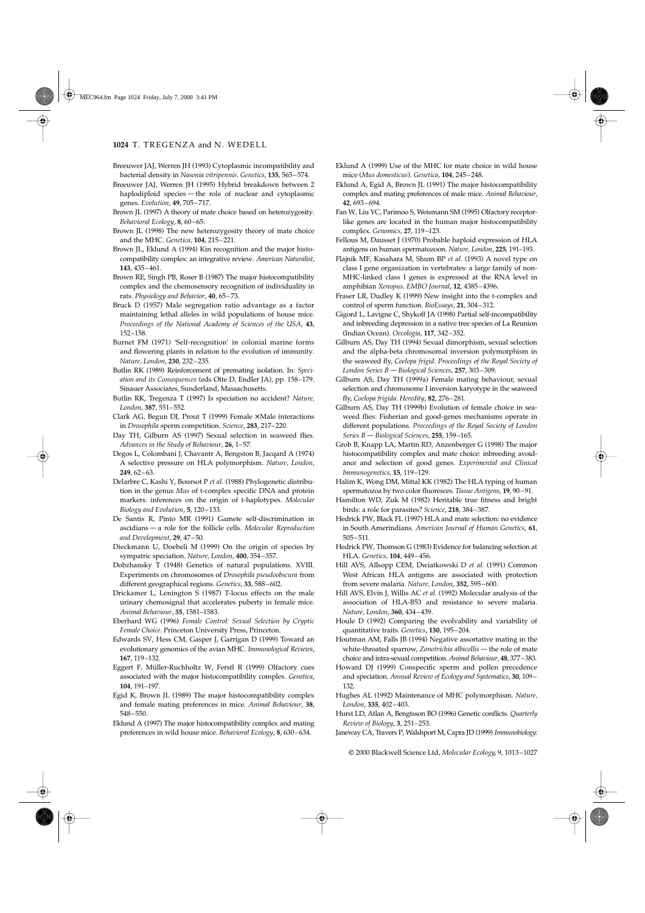Breeuwer JAJ, Werren JH (1993) Cytoplasmic incompatibility and bacterial density in *Nasonia vitripennis*. *Genetics*, **135**, 565–574.

Breeuwer JAJ, Werren JH (1995) Hybrid breakdown between 2 haplodiploid species — the role of nuclear and cytoplasmic genes. *Evolution*, **49**, 705–717.

Brown JL (1997) A theory of mate choice based on heterozygosity. *Behavioral Ecology*, **8**, 60–65.

Brown JL (1998) The new heterozygosity theory of mate choice and the MHC. *Genetica*, **104**, 215–221.

Brown JL, Eklund A (1994) Kin recognition and the major histocompatibility complex: an integrative review. *American Naturalist*, **143**, 435–461.

Brown RE, Singh PB, Roser B (1987) The major histocompatibility complex and the chemosensory recognition of individuality in rats. *Physiology and Behavior*, **40**, 65–73.

Bruck D (1957) Male segregation ratio advantage as a factor maintaining lethal alleles in wild populations of house mice. *Proceedings of the National Academy of Sciences of the USA*, **43**, 152–158.

Burnet FM (1971) 'Self-recognition' in colonial marine forms and flowering plants in relation to the evolution of immunity. *Nature, London*, **230**, 232–235.

Butlin RK (1989) Reinforcement of premating isolation. In: *Speciation and its Consequences* (eds Otte D, Endler JA), pp. 158–179. Sinauer Associates, Sunderland, Massachusetts.

Butlin RK, Tregenza T (1997) Is speciation no accident? *Nature, London*, **387**, 551–552.

Clark AG, Begun DJ, Prout T (1999) Female × Male interactions in *Drosophila* sperm competition. *Science*, **283**, 217–220.

Day TH, Gilburn AS (1997) Sexual selection in seaweed flies. *Advances in the Study of Behaviour*, **26**, 1–57.

Degos L, Colombani J, Chavantr A, Bengston B, Jacqard A (1974) A selective pressure on HLA polymorphism. *Nature, London*, **249**, 62–63.

Delarbre C, Kashi Y, Boursot P *et al.* (1988) Phylogenetic distribution in the genus *Mus* of t-complex specific DNA and protein markers: inferences on the origin of t-haplotypes. *Molecular Biology and Evolution*, **5**, 120–133.

De Santis R, Pinto MR (1991) Gamete self-discrimination in ascidians — a role for the follicle cells. *Molecular Reproduction and Development*, **29**, 47–50.

Dieckmann U, Doebeli M (1999) On the origin of species by sympatric speciation. *Nature, London*, **400**, 354–357.

Dobzhansky T (1948) Genetics of natural populations. XVIII. Experiments on chromosomes of *Drosophila pseudoobscura* from different geographical regions. *Genetics*, **33**, 588–602.

Drickamer L, Lenington S (1987) T-locus effects on the male urinary chemosignal that accelerates puberty in female mice. *Animal Behaviour*, **35**, 1581–1583.

Eberhard WG (1996) *Female Control: Sexual Selection by Cryptic Female Choice*. Princeton University Press, Princeton.

Edwards SV, Hess CM, Gasper J, Garrigan D (1999) Toward an evolutionary genomics of the avian MHC. *Immunological Reviews*, **167**, 119–132.

Eggert F, Müller-Ruchholtz W, Ferstl R (1999) Olfactory cues associated with the major histocompatibility complex. *Genetica*, **104**, 191–197.

Egid K, Brown JL (1989) The major histocompatibility complex and female mating preferences in mice. *Animal Behaviour*, **38**, 548–550.

Eklund A (1997) The major histocompatibility complex and mating preferences in wild house mice. *Behavioral Ecology*, **8**, 630–634.

Eklund A (1999) Use of the MHC for mate choice in wild house mice (*Mus domesticus*). *Genetica*, **104**, 245–248.

Eklund A, Egid A, Brown JL (1991) The major histocompatibility complex and mating preferences of male mice. *Animal Behaviour*, **42**, 693–694.

Fan W, Liu YC, Parimoo S, Weismann SM (1995) Olfactory receptor-like genes are located in the human major histocompatibility complex. *Genomics*, **27**, 119–123.

Fellous M, Dausset J (1970) Probable haploid expression of HLA antigens on human spermatozoon. *Nature, London*, **225**, 191–193.

Flajnik MF, Kasahara M, Shum BP *et al.* (1993) A novel type on class I gene organization in vertebrates: a large family of non-MHC-linked class I genes is expressed at the RNA level in amphibian *Xenopus*. *EMBO Journal*, **12**, 4385–4396.

Fraser LR, Dudley K (1999) New insight into the t-complex and control of sperm function. *BioEssays*, **21**, 304–312.

Gigord L, Lavigne C, Shykoff JA (1998) Partial self-incompatibility and inbreeding depression in a native tree species of La Reunion (Indian Ocean). *Oecologia*, **117**, 342–352.

Gilburn AS, Day TH (1994) Sexual dimorphism, sexual selection and the alpha-beta chromosomal inversion polymorphism in the seaweed fly, *Coelopa frigid*. *Proceedings of the Royal Society of London Series B — Biological Sciences*, **257**, 303–309.

Gilburn AS, Day TH (1999a) Female mating behaviour, sexual selection and chromosome I inversion karyotype in the seaweed fly, *Coelopa frigida*. *Heredity*, **82**, 276–281.

Gilburn AS, Day TH (1999b) Evolution of female choice in seaweed flies: Fisherian and good-genes mechanisms operate in different populations. *Proceedings of the Royal Society of London Series B — Biological Sciences*, **255**, 159–165.

Grob B, Knapp LA, Martin RD, Anzenberger G (1998) The major histocompatibility complex and mate choice: inbreeding avoidance and selection of good genes. *Experimental and Clinical Immunogenetics*, **15**, 119–129.

Halim K, Wong DM, Mittal KK (1982) The HLA typing of human spermatozoa by two color fluoresces. *Tissue Antigens*, **19**, 90–91.

Hamilton WD, Zuk M (1982) Heritable true fitness and bright birds: a role for parasites? *Science*, **218**, 384–387.

Hedrick PW, Black FL (1997) HLA and mate selection: no evidence in South Amerindians. *American Journal of Human Genetics*, **61**, 505–511.

Hedrick PW, Thomson G (1983) Evidence for balancing selection at HLA. *Genetics*, **104**, 449–456.

Hill AVS, Allsopp CEM, Dwiatkowski D *et al.* (1991) Common West African HLA antigens are associated with protection from severe malaria. *Nature, London*, **352**, 595–600.

Hill AVS, Elvin J, Willis AC *et al.* (1992) Molecular analysis of the association of HLA-B53 and resistance to severe malaria. *Nature, London*, **360**, 434–439.

Houle D (1992) Comparing the evolvability and variability of quantitative traits. *Genetics*, **130**, 195–204.

Houtman AM, Falls JB (1994) Negative assortative mating in the white-throated sparrow, *Zonotrichia albicollis* — the role of mate choice and intra-sexual competition. *Animal Behaviour*, **48**, 377–383.

Howard DJ (1999) Conspecific sperm and pollen precedence and speciation. *Annual Review of Ecology and Systematics*, **30**, 109–132.

Hughes AL (1992) Maintenance of MHC polymorphism. *Nature, London*, **335**, 402–403.

Hurst LD, Atlan A, Bengtsson BO (1996) Genetic conflicts. *Quarterly Review of Biology*, **3**, 251–253.

Janeway CA, Travers P, Walshport M, Capra JD (1999) *Immunobiology:*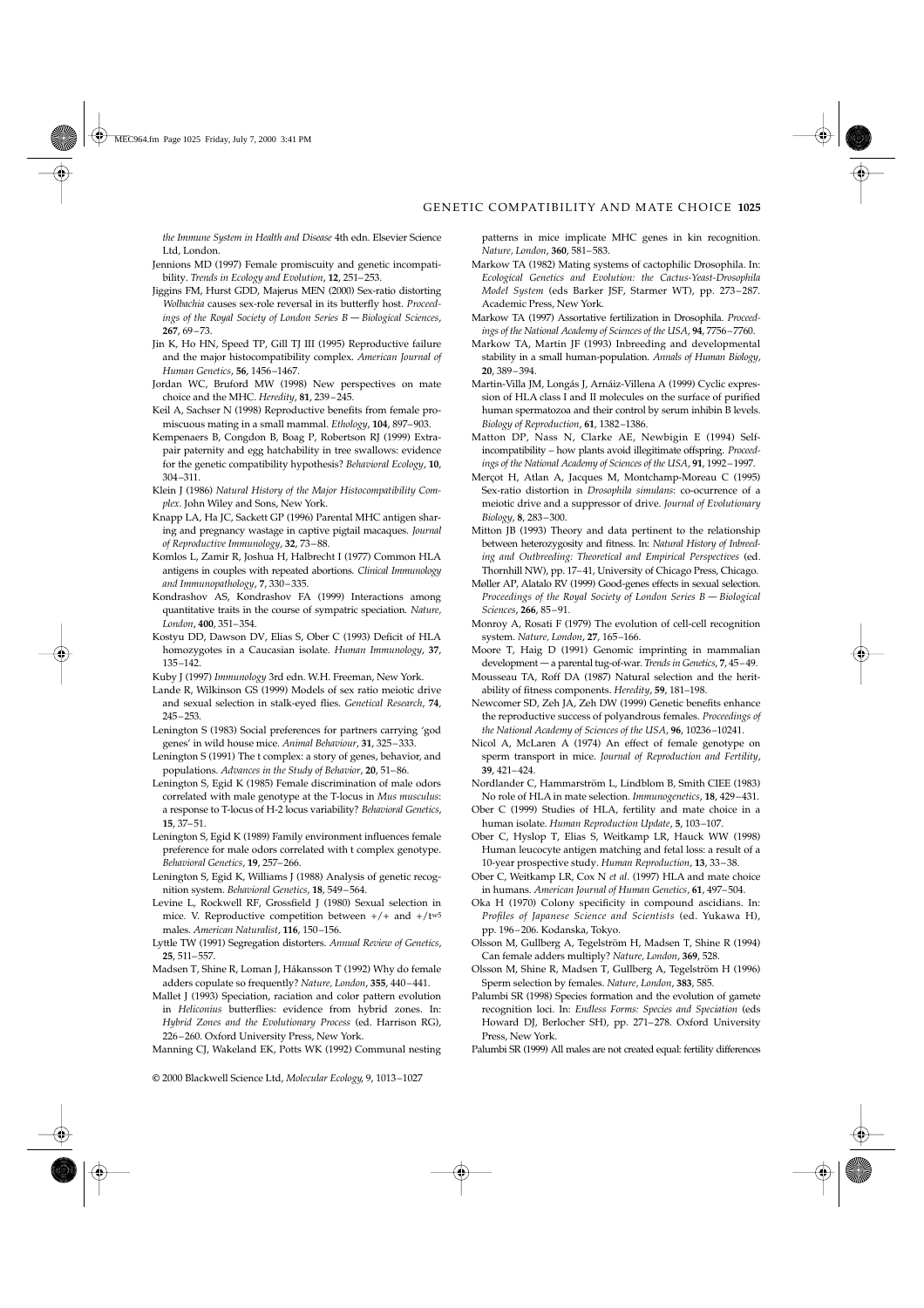*the Immune System in Health and Disease* 4th edn. Elsevier Science Ltd, London.

Jennions MD (1997) Female promiscuity and genetic incompatibility. *Trends in Ecology and Evolution*, **12**, 251–253.

Jiggins FM, Hurst GDD, Majerus MEN (2000) Sex-ratio distorting *Wolbachia* causes sex-role reversal in its butterfly host. *Proceedings of the Royal Society of London Series B — Biological Sciences*, **267**, 69–73.

Jin K, Ho HN, Speed TP, Gill TJ III (1995) Reproductive failure and the major histocompatibility complex. *American Journal of Human Genetics*, **56**, 1456–1467.

Jordan WC, Bruford MW (1998) New perspectives on mate choice and the MHC. *Heredity*, **81**, 239–245.

Keil A, Sachser N (1998) Reproductive benefits from female promiscuous mating in a small mammal. *Ethology*, **104**, 897–903.

Kempenaers B, Congdon B, Boag P, Robertson RJ (1999) Extrapair paternity and egg hatchability in tree swallows: evidence for the genetic compatibility hypothesis? *Behavioral Ecology*, **10**, 304–311.

Klein J (1986) *Natural History of the Major Histocompatibility Complex*. John Wiley and Sons, New York.

Knapp LA, Ha JC, Sackett GP (1996) Parental MHC antigen sharing and pregnancy wastage in captive pigtail macaques. *Journal of Reproductive Immunology*, **32**, 73–88.

Komlos L, Zamir R, Joshua H, Halbrecht I (1977) Common HLA antigens in couples with repeated abortions. *Clinical Immunology and Immunopathology*, **7**, 330–335.

Kondrashov AS, Kondrashov FA (1999) Interactions among quantitative traits in the course of sympatric speciation. *Nature, London*, **400**, 351–354.

Kostyu DD, Dawson DV, Elias S, Ober C (1993) Deficit of HLA homozygotes in a Caucasian isolate. *Human Immunology*, **37**, 135–142.

Kuby J (1997) *Immunology* 3rd edn. W.H. Freeman, New York.

Lande R, Wilkinson GS (1999) Models of sex ratio meiotic drive and sexual selection in stalk-eyed flies. *Genetical Research*, **74**, 245–253.

Lenington S (1983) Social preferences for partners carrying 'god genes' in wild house mice. *Animal Behaviour*, **31**, 325–333.

Lenington S (1991) The t complex: a story of genes, behavior, and populations. *Advances in the Study of Behavior*, **20**, 51–86.

Lenington S, Egid K (1985) Female discrimination of male odors correlated with male genotype at the T-locus in *Mus musculus*: a response to T-locus of H-2 locus variability? *Behavioral Genetics*, **15**, 37–51.

Lenington S, Egid K (1989) Family environment influences female preference for male odors correlated with t complex genotype. *Behavioral Genetics*, **19**, 257–266.

Lenington S, Egid K, Williams J (1988) Analysis of genetic recognition system. *Behavioral Genetics*, **18**, 549–564.

Levine L, Rockwell RF, Grossfield J (1980) Sexual selection in mice. V. Reproductive competition between +/+ and +/$t^{w5}$ males. *American Naturalist*, **116**, 150–156.

Lyttle TW (1991) Segregation distorters. *Annual Review of Genetics*, **25**, 511–557.

Madsen T, Shine R, Loman J, Håkansson T (1992) Why do female adders copulate so frequently? *Nature, London*, **355**, 440–441.

Mallet J (1993) Speciation, raciation and color pattern evolution in *Heliconius* butterflies: evidence from hybrid zones. In: *Hybrid Zones and the Evolutionary Process* (ed. Harrison RG), 226–260. Oxford University Press, New York.

Manning CJ, Wakeland EK, Potts WK (1992) Communal nesting patterns in mice implicate MHC genes in kin recognition. *Nature, London*, **360**, 581–583.

Markow TA (1982) Mating systems of cactophilic Drosophila. In: *Ecological Genetics and Evolution: the Cactus-Yeast-Drosophila Model System* (eds Barker JSF, Starmer WT), pp. 273–287. Academic Press, New York.

Markow TA (1997) Assortative fertilization in Drosophila. *Proceedings of the National Academy of Sciences of the USA*, **94**, 7756–7760.

Markow TA, Martin JF (1993) Inbreeding and developmental stability in a small human-population. *Annals of Human Biology*, **20**, 389–394.

Martin-Villa JM, Longás J, Arnáiz-Villena A (1999) Cyclic expression of HLA class I and II molecules on the surface of purified human spermatozoa and their control by serum inhibin B levels. *Biology of Reproduction*, **61**, 1382–1386.

Matton DP, Nass N, Clarke AE, Newbigin E (1994) Self-incompatibility – how plants avoid illegitimate offspring. *Proceedings of the National Academy of Sciences of the USA*, **91**, 1992–1997.

Merçot H, Atlan A, Jacques M, Montchamp-Moreau C (1995) Sex-ratio distortion in *Drosophila simulans*: co-ocurrence of a meiotic drive and a suppressor of drive. *Journal of Evolutionary Biology*, **8**, 283–300.

Mitton JB (1993) Theory and data pertinent to the relationship between heterozygosity and fitness. In: *Natural History of Inbreeding and Outbreeding: Theoretical and Empirical Perspectives* (ed. Thornhill NW), pp. 17–41, University of Chicago Press, Chicago.

Møller AP, Alatalo RV (1999) Good-genes effects in sexual selection. *Proceedings of the Royal Society of London Series B — Biological Sciences*, **266**, 85–91.

Monroy A, Rosati F (1979) The evolution of cell-cell recognition system. *Nature, London*, **27**, 165–166.

Moore T, Haig D (1991) Genomic imprinting in mammalian development — a parental tug-of-war. *Trends in Genetics*, **7**, 45–49.

Mousseau TA, Roff DA (1987) Natural selection and the heritability of fitness components. *Heredity*, **59**, 181–198.

Newcomer SD, Zeh JA, Zeh DW (1999) Genetic benefits enhance the reproductive success of polyandrous females. *Proceedings of the National Academy of Sciences of the USA*, **96**, 10236–10241.

Nicol A, McLaren A (1974) An effect of female genotype on sperm transport in mice. *Journal of Reproduction and Fertility*, **39**, 421–424.

Nordlander C, Hammarström L, Lindblom B, Smith CIEE (1983) No role of HLA in mate selection. *Immunogenetics*, **18**, 429–431.

Ober C (1999) Studies of HLA, fertility and mate choice in a human isolate. *Human Reproduction Update*, **5**, 103–107.

Ober C, Hyslop T, Elias S, Weitkamp LR, Hauck WW (1998) Human leucocyte antigen matching and fetal loss: a result of a 10-year prospective study. *Human Reproduction*, **13**, 33–38.

Ober C, Weitkamp LR, Cox N *et al.* (1997) HLA and mate choice in humans. *American Journal of Human Genetics*, **61**, 497–504.

Oka H (1970) Colony specificity in compound ascidians. In: *Profiles of Japanese Science and Scientists* (ed. Yukawa H), pp. 196–206. Kodanska, Tokyo.

Olsson M, Gullberg A, Tegelström H, Madsen T, Shine R (1994) Can female adders multiply? *Nature, London*, **369**, 528.

Olsson M, Shine R, Madsen T, Gullberg A, Tegelström H (1996) Sperm selection by females. *Nature, London*, **383**, 585.

Palumbi SR (1998) Species formation and the evolution of gamete recognition loci. In: *Endless Forms: Species and Speciation* (eds Howard DJ, Berlocher SH), pp. 271–278. Oxford University Press, New York.

Palumbi SR (1999) All males are not created equal: fertility differences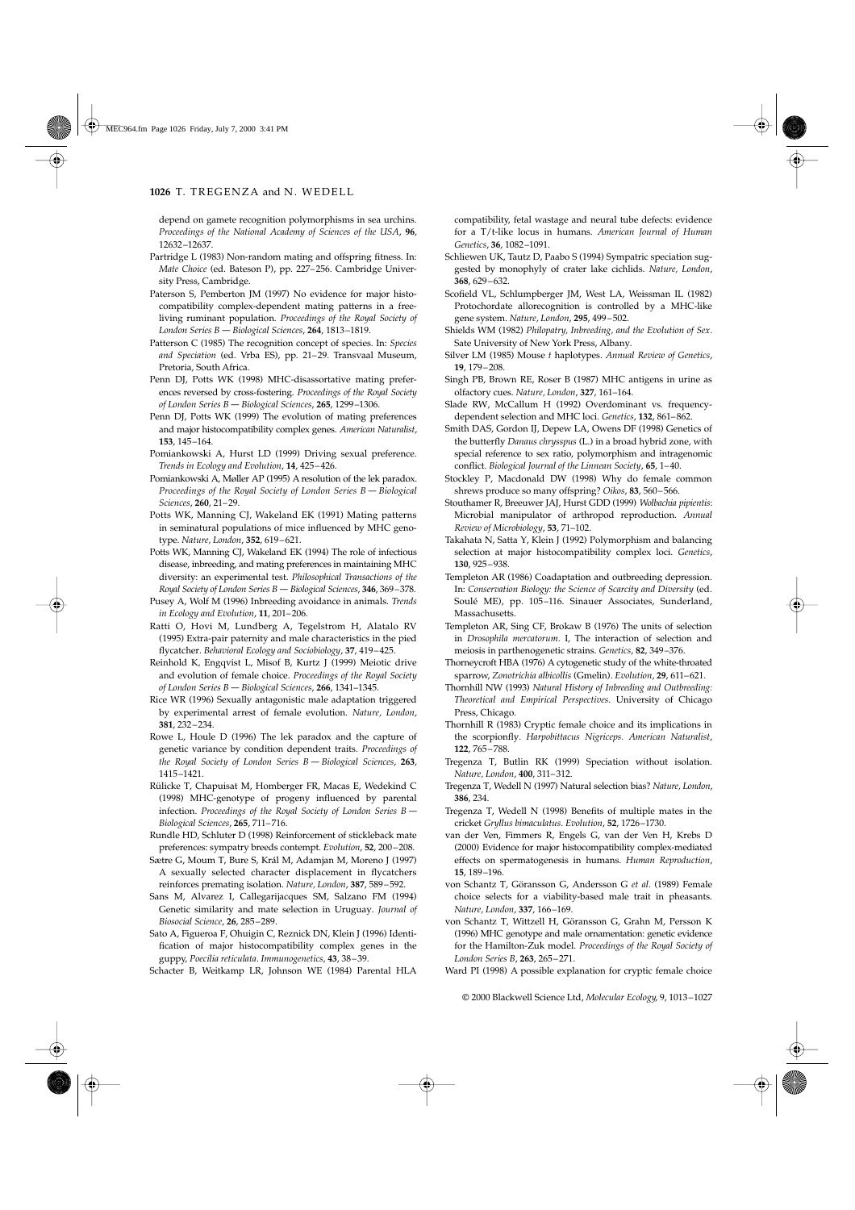depend on gamete recognition polymorphisms in sea urchins. *Proceedings of the National Academy of Sciences of the USA*, **96**, 12632–12637.

Partridge L (1983) Non-random mating and offspring fitness. In: *Mate Choice* (ed. Bateson P), pp. 227–256. Cambridge University Press, Cambridge.

Paterson S, Pemberton JM (1997) No evidence for major histocompatibility complex-dependent mating patterns in a free-living ruminant population. *Proceedings of the Royal Society of London Series B — Biological Sciences*, **264**, 1813–1819.

Patterson C (1985) The recognition concept of species. In: *Species and Speciation* (ed. Vrba ES), pp. 21–29. Transvaal Museum, Pretoria, South Africa.

Penn DJ, Potts WK (1998) MHC-disassortative mating preferences reversed by cross-fostering. *Proceedings of the Royal Society of London Series B — Biological Sciences*, **265**, 1299–1306.

Penn DJ, Potts WK (1999) The evolution of mating preferences and major histocompatibility complex genes. *American Naturalist*, **153**, 145–164.

Pomiankowski A, Hurst LD (1999) Driving sexual preference. *Trends in Ecology and Evolution*, **14**, 425–426.

Pomiankowski A, Møller AP (1995) A resolution of the lek paradox. *Proceedings of the Royal Society of London Series B — Biological Sciences*, **260**, 21–29.

Potts WK, Manning CJ, Wakeland EK (1991) Mating patterns in seminatural populations of mice influenced by MHC genotype. *Nature, London*, **352**, 619–621.

Potts WK, Manning CJ, Wakeland EK (1994) The role of infectious disease, inbreeding, and mating preferences in maintaining MHC diversity: an experimental test. *Philosophical Transactions of the Royal Society of London Series B — Biological Sciences*, **346**, 369–378.

Pusey A, Wolf M (1996) Inbreeding avoidance in animals. *Trends in Ecology and Evolution*, **11**, 201–206.

Ratti O, Hovi M, Lundberg A, Tegelstrom H, Alatalo RV (1995) Extra-pair paternity and male characteristics in the pied flycatcher. *Behavioral Ecology and Sociobiology*, **37**, 419–425.

Reinhold K, Engqvist L, Misof B, Kurtz J (1999) Meiotic drive and evolution of female choice. *Proceedings of the Royal Society of London Series B — Biological Sciences*, **266**, 1341–1345.

Rice WR (1996) Sexually antagonistic male adaptation triggered by experimental arrest of female evolution. *Nature, London*, **381**, 232–234.

Rowe L, Houle D (1996) The lek paradox and the capture of genetic variance by condition dependent traits. *Proceedings of the Royal Society of London Series B — Biological Sciences*, **263**, 1415–1421.

Rülicke T, Chapuisat M, Homberger FR, Macas E, Wedekind C (1998) MHC-genotype of progeny influenced by parental infection. *Proceedings of the Royal Society of London Series B — Biological Sciences*, **265**, 711–716.

Rundle HD, Schluter D (1998) Reinforcement of stickleback mate preferences: sympatry breeds contempt. *Evolution*, **52**, 200–208.

Sætre G, Moum T, Bure S, Král M, Adamjan M, Moreno J (1997) A sexually selected character displacement in flycatchers reinforces premating isolation. *Nature, London*, **387**, 589–592.

Sans M, Alvarez I, Callegarijacques SM, Salzano FM (1994) Genetic similarity and mate selection in Uruguay. *Journal of Biosocial Science*, **26**, 285–289.

Sato A, Figueroa F, Ohuigin C, Reznick DN, Klein J (1996) Identification of major histocompatibility complex genes in the guppy, *Poecilia reticulata*. *Immunogenetics*, **43**, 38–39.

Schacter B, Weitkamp LR, Johnson WE (1984) Parental HLA compatibility, fetal wastage and neural tube defects: evidence for a T/t-like locus in humans. *American Journal of Human Genetics*, **36**, 1082–1091.

Schliewen UK, Tautz D, Paabo S (1994) Sympatric speciation suggested by monophyly of crater lake cichlids. *Nature, London*, **368**, 629–632.

Scofield VL, Schlumpberger JM, West LA, Weissman IL (1982) Protochordate allorecognition is controlled by a MHC-like gene system. *Nature, London*, **295**, 499–502.

Shields WM (1982) *Philopatry, Inbreeding, and the Evolution of Sex*. Sate University of New York Press, Albany.

Silver LM (1985) Mouse *t* haplotypes. *Annual Review of Genetics*, **19**, 179–208.

Singh PB, Brown RE, Roser B (1987) MHC antigens in urine as olfactory cues. *Nature, London*, **327**, 161–164.

Slade RW, McCallum H (1992) Overdominant vs. frequency-dependent selection and MHC loci. *Genetics*, **132**, 861–862.

Smith DAS, Gordon IJ, Depew LA, Owens DF (1998) Genetics of the butterfly *Danaus chrysspus* (L.) in a broad hybrid zone, with special reference to sex ratio, polymorphism and intragenomic conflict. *Biological Journal of the Linnean Society*, **65**, 1–40.

Stockley P, Macdonald DW (1998) Why do female common shrews produce so many offspring? *Oikos*, **83**, 560–566.

Stouthamer R, Breeuwer JAJ, Hurst GDD (1999) *Wolbachia pipientis*: Microbial manipulator of arthropod reproduction. *Annual Review of Microbiology*, **53**, 71–102.

Takahata N, Satta Y, Klein J (1992) Polymorphism and balancing selection at major histocompatibility complex loci. *Genetics*, **130**, 925–938.

Templeton AR (1986) Coadaptation and outbreeding depression. In: *Conservation Biology: the Science of Scarcity and Diversity* (ed. Soulé ME), pp. 105–116. Sinauer Associates, Sunderland, Massachusetts.

Templeton AR, Sing CF, Brokaw B (1976) The units of selection in *Drosophila mercatorum*. I, The interaction of selection and meiosis in parthenogenetic strains. *Genetics*, **82**, 349–376.

Thorneycroft HBA (1976) A cytogenetic study of the white-throated sparrow, *Zonotrichia albicollis* (Gmelin). *Evolution*, **29**, 611–621.

Thornhill NW (1993) *Natural History of Inbreeding and Outbreeding: Theoretical and Empirical Perspectives*. University of Chicago Press, Chicago.

Thornhill R (1983) Cryptic female choice and its implications in the scorpionfly. *Harpobittacus Nigriceps*. *American Naturalist*, **122**, 765–788.

Tregenza T, Butlin RK (1999) Speciation without isolation. *Nature, London*, **400**, 311–312.

Tregenza T, Wedell N (1997) Natural selection bias? *Nature, London*, **386**, 234.

Tregenza T, Wedell N (1998) Benefits of multiple mates in the cricket *Gryllus bimaculatus*. *Evolution*, **52**, 1726–1730.

van der Ven, Fimmers R, Engels G, van der Ven H, Krebs D (2000) Evidence for major histocompatibility complex-mediated effects on spermatogenesis in humans. *Human Reproduction*, **15**, 189–196.

von Schantz T, Göransson G, Andersson G *et al.* (1989) Female choice selects for a viability-based male trait in pheasants. *Nature, London*, **337**, 166–169.

von Schantz T, Wittzell H, Göransson G, Grahn M, Persson K (1996) MHC genotype and male ornamentation: genetic evidence for the Hamilton-Zuk model. *Proceedings of the Royal Society of London Series B*, **263**, 265–271.

Ward PI (1998) A possible explanation for cryptic female choice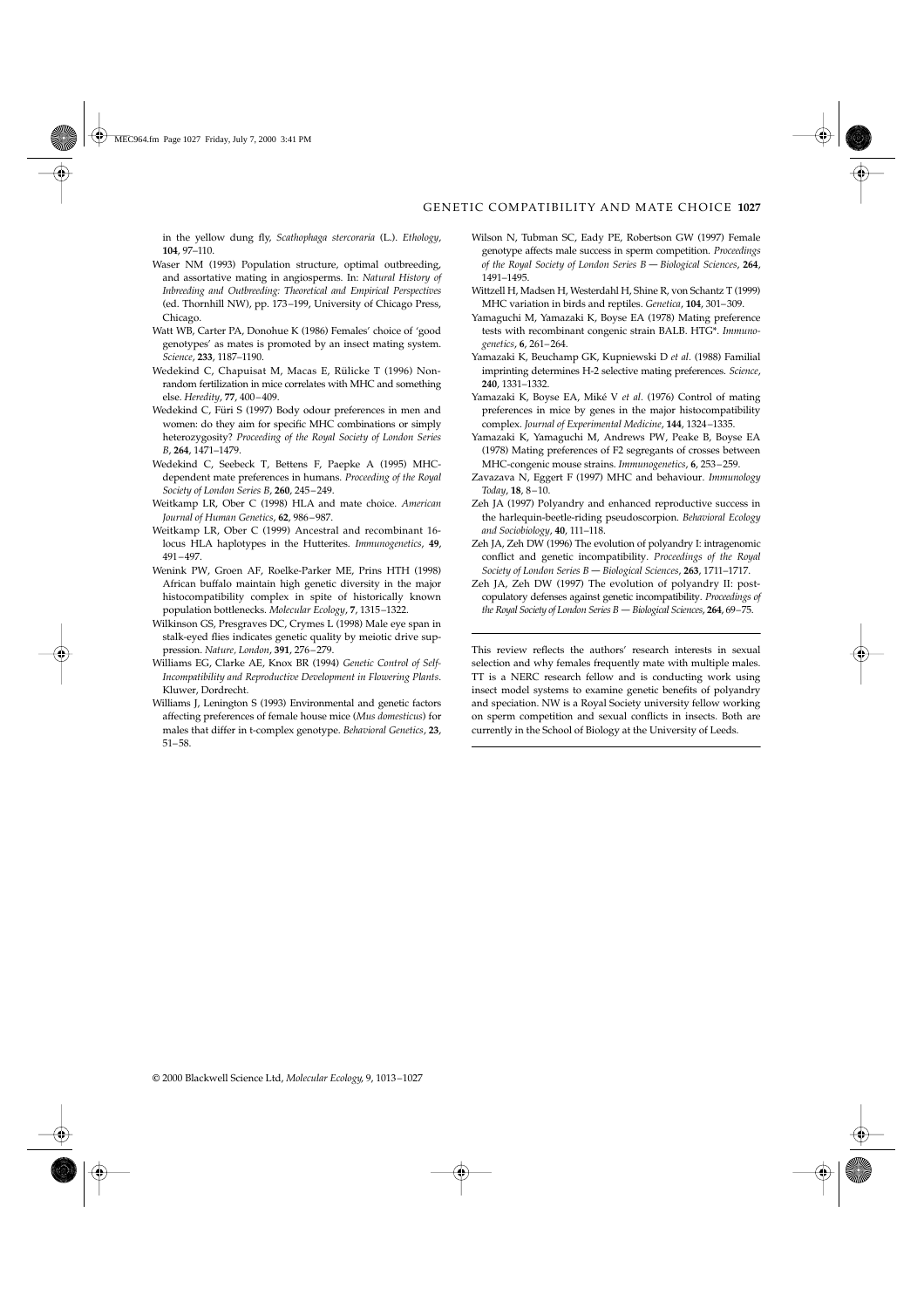in the yellow dung fly, *Scathophaga stercoraria* (L.). *Ethology*, **104**, 97–110.

Waser NM (1993) Population structure, optimal outbreeding, and assortative mating in angiosperms. In: *Natural History of Inbreeding and Outbreeding: Theoretical and Empirical Perspectives* (ed. Thornhill NW), pp. 173–199, University of Chicago Press, Chicago.

Watt WB, Carter PA, Donohue K (1986) Females' choice of 'good genotypes' as mates is promoted by an insect mating system. *Science*, **233**, 1187–1190.

Wedekind C, Chapuisat M, Macas E, Rülicke T (1996) Non-random fertilization in mice correlates with MHC and something else. *Heredity*, **77**, 400–409.

Wedekind C, Füri S (1997) Body odour preferences in men and women: do they aim for specific MHC combinations or simply heterozygosity? *Proceeding of the Royal Society of London Series B*, **264**, 1471–1479.

Wedekind C, Seebeck T, Bettens F, Paepke A (1995) MHC-dependent mate preferences in humans. *Proceeding of the Royal Society of London Series B*, **260**, 245–249.

Weitkamp LR, Ober C (1998) HLA and mate choice. *American Journal of Human Genetics*, **62**, 986–987.

Weitkamp LR, Ober C (1999) Ancestral and recombinant 16-locus HLA haplotypes in the Hutterites. *Immunogenetics*, **49**, 491–497.

Wenink PW, Groen AF, Roelke-Parker ME, Prins HTH (1998) African buffalo maintain high genetic diversity in the major histocompatibility complex in spite of historically known population bottlenecks. *Molecular Ecology*, **7**, 1315–1322.

Wilkinson GS, Presgraves DC, Crymes L (1998) Male eye span in stalk-eyed flies indicates genetic quality by meiotic drive suppression. *Nature, London*, **391**, 276–279.

Williams EG, Clarke AE, Knox BR (1994) *Genetic Control of Self-Incompatibility and Reproductive Development in Flowering Plants*. Kluwer, Dordrecht.

Williams J, Lenington S (1993) Environmental and genetic factors affecting preferences of female house mice (*Mus domesticus*) for males that differ in t-complex genotype. *Behavioral Genetics*, **23**, 51–58.

Wilson N, Tubman SC, Eady PE, Robertson GW (1997) Female genotype affects male success in sperm competition. *Proceedings of the Royal Society of London Series B — Biological Sciences*, **264**, 1491–1495.

Wittzell H, Madsen H, Westerdahl H, Shine R, von Schantz T (1999) MHC variation in birds and reptiles. *Genetica*, **104**, 301–309.

Yamaguchi M, Yamazaki K, Boyse EA (1978) Mating preference tests with recombinant congenic strain BALB. HTG*. *Immunogenetics*, **6**, 261–264.

Yamazaki K, Beuchamp GK, Kupniewski D *et al.* (1988) Familial imprinting determines H-2 selective mating preferences. *Science*, **240**, 1331–1332.

Yamazaki K, Boyse EA, Miké V *et al.* (1976) Control of mating preferences in mice by genes in the major histocompatibility complex. *Journal of Experimental Medicine*, **144**, 1324–1335.

Yamazaki K, Yamaguchi M, Andrews PW, Peake B, Boyse EA (1978) Mating preferences of F2 segregants of crosses between MHC-congenic mouse strains. *Immunogenetics*, **6**, 253–259.

Zavazava N, Eggert F (1997) MHC and behaviour. *Immunology Today*, **18**, 8–10.

Zeh JA (1997) Polyandry and enhanced reproductive success in the harlequin-beetle-riding pseudoscorpion. *Behavioral Ecology and Sociobiology*, **40**, 111–118.

Zeh JA, Zeh DW (1996) The evolution of polyandry I: intragenomic conflict and genetic incompatibility. *Proceedings of the Royal Society of London Series B — Biological Sciences*, **263**, 1711–1717.

Zeh JA, Zeh DW (1997) The evolution of polyandry II: post-copulatory defenses against genetic incompatibility. *Proceedings of the Royal Society of London Series B — Biological Sciences*, **264**, 69–75.

---

This review reflects the authors' research interests in sexual selection and why females frequently mate with multiple males. TT is a NERC research fellow and is conducting work using insect model systems to examine genetic benefits of polyandry and speciation. NW is a Royal Society university fellow working on sperm competition and sexual conflicts in insects. Both are currently in the School of Biology at the University of Leeds.